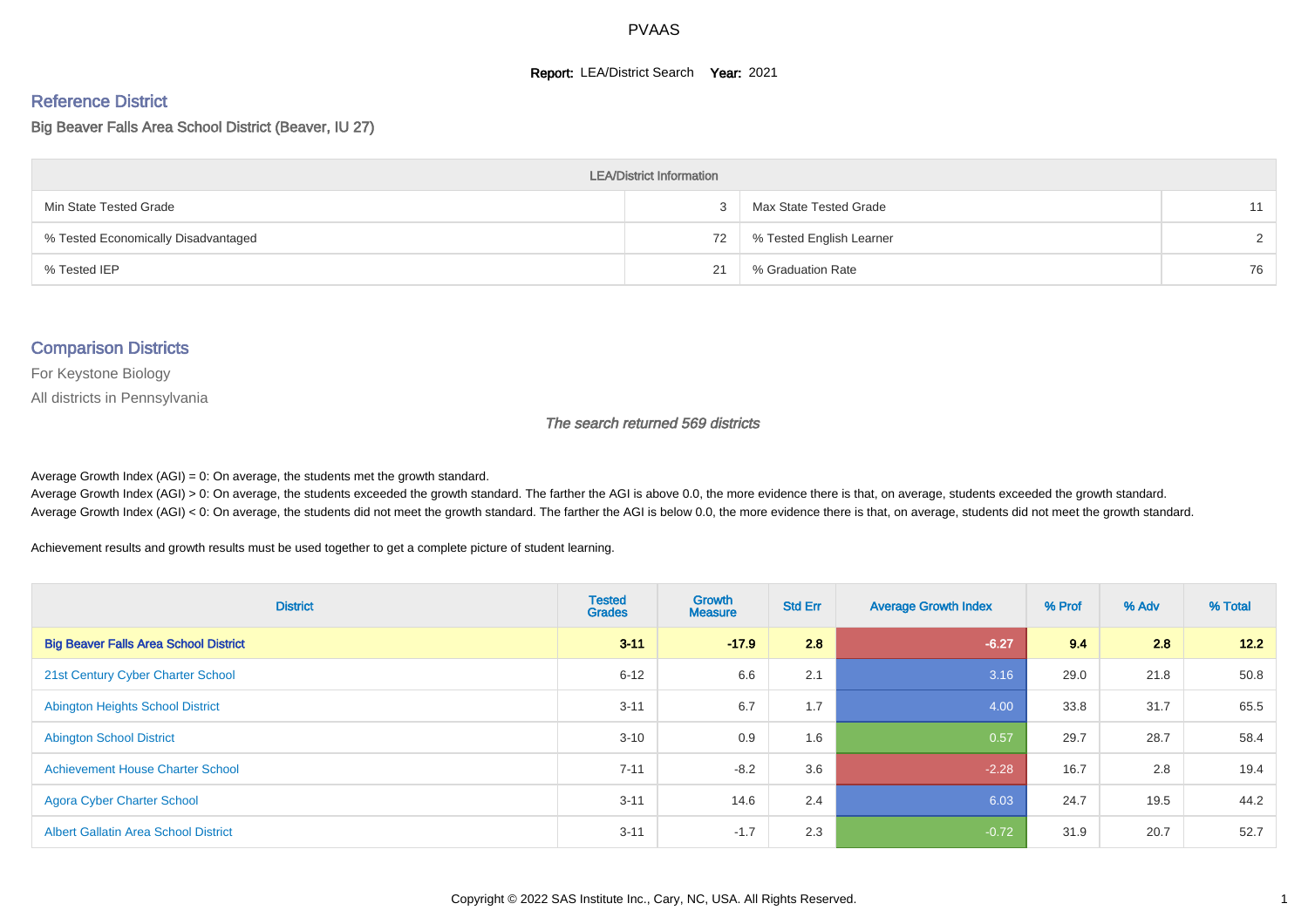# PVAAS

**Report:** LEA/District Search **Year:** 2021

## Reference District

Big Beaver Falls Area School District (Beaver, IU 27)

| LEA/District Information | | | |
|---|---|---|---|
| Min State Tested Grade | 3 | Max State Tested Grade | 11 |
| % Tested Economically Disadvantaged | 72 | % Tested English Learner | 2 |
| % Tested IEP | 21 | % Graduation Rate | 76 |

## Comparison Districts

For Keystone Biology

All districts in Pennsylvania

*The search returned 569 districts*

Average Growth Index (AGI) = 0: On average, the students met the growth standard.

Average Growth Index (AGI) > 0: On average, the students exceeded the growth standard. The farther the AGI is above 0.0, the more evidence there is that, on average, students exceeded the growth standard.

Average Growth Index (AGI) < 0: On average, the students did not meet the growth standard. The farther the AGI is below 0.0, the more evidence there is that, on average, students did not meet the growth standard.

Achievement results and growth results must be used together to get a complete picture of student learning.

| District | Tested Grades | Growth Measure | Std Err | Average Growth Index | % Prof | % Adv | % Total |
|---|---|---|---|---|---|---|---|
| **Big Beaver Falls Area School District** | **3-11** | **-17.9** | **2.8** | **-6.27** | **9.4** | **2.8** | **12.2** |
| 21st Century Cyber Charter School | 6-12 | 6.6 | 2.1 | 3.16 | 29.0 | 21.8 | 50.8 |
| Abington Heights School District | 3-11 | 6.7 | 1.7 | 4.00 | 33.8 | 31.7 | 65.5 |
| Abington School District | 3-10 | 0.9 | 1.6 | 0.57 | 29.7 | 28.7 | 58.4 |
| Achievement House Charter School | 7-11 | -8.2 | 3.6 | -2.28 | 16.7 | 2.8 | 19.4 |
| Agora Cyber Charter School | 3-11 | 14.6 | 2.4 | 6.03 | 24.7 | 19.5 | 44.2 |
| Albert Gallatin Area School District | 3-11 | -1.7 | 2.3 | -0.72 | 31.9 | 20.7 | 52.7 |

Copyright © 2022 SAS Institute Inc., Cary, NC, USA. All Rights Reserved.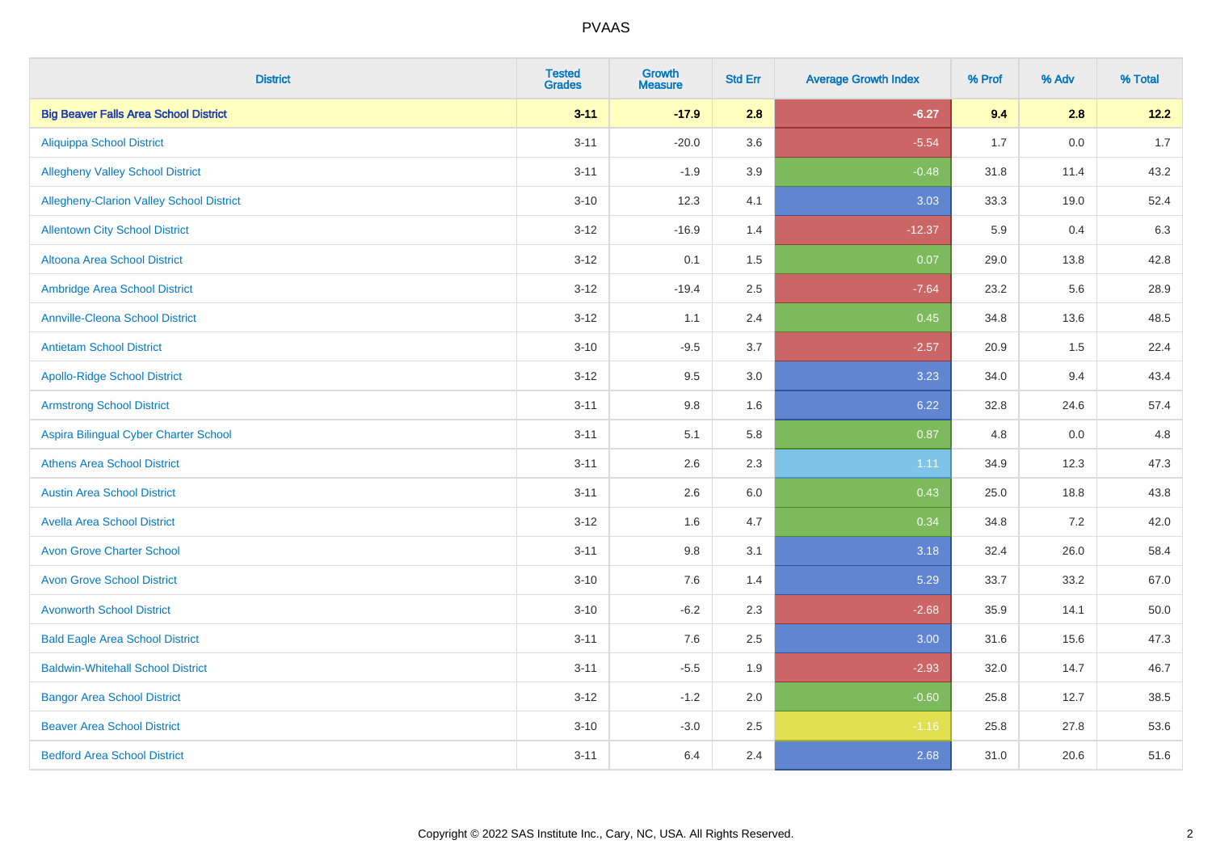# PVAAS

| District | Tested Grades | Growth Measure | Std Err | Average Growth Index | % Prof | % Adv | % Total |
|---|---|---|---|---|---|---|---|
| **Big Beaver Falls Area School District** | **3-11** | **-17.9** | **2.8** | **-6.27** | **9.4** | **2.8** | **12.2** |
| Aliquippa School District | 3-11 | -20.0 | 3.6 | -5.54 | 1.7 | 0.0 | 1.7 |
| Allegheny Valley School District | 3-11 | -1.9 | 3.9 | -0.48 | 31.8 | 11.4 | 43.2 |
| Allegheny-Clarion Valley School District | 3-10 | 12.3 | 4.1 | 3.03 | 33.3 | 19.0 | 52.4 |
| Allentown City School District | 3-12 | -16.9 | 1.4 | -12.37 | 5.9 | 0.4 | 6.3 |
| Altoona Area School District | 3-12 | 0.1 | 1.5 | 0.07 | 29.0 | 13.8 | 42.8 |
| Ambridge Area School District | 3-12 | -19.4 | 2.5 | -7.64 | 23.2 | 5.6 | 28.9 |
| Annville-Cleona School District | 3-12 | 1.1 | 2.4 | 0.45 | 34.8 | 13.6 | 48.5 |
| Antietam School District | 3-10 | -9.5 | 3.7 | -2.57 | 20.9 | 1.5 | 22.4 |
| Apollo-Ridge School District | 3-12 | 9.5 | 3.0 | 3.23 | 34.0 | 9.4 | 43.4 |
| Armstrong School District | 3-11 | 9.8 | 1.6 | 6.22 | 32.8 | 24.6 | 57.4 |
| Aspira Bilingual Cyber Charter School | 3-11 | 5.1 | 5.8 | 0.87 | 4.8 | 0.0 | 4.8 |
| Athens Area School District | 3-11 | 2.6 | 2.3 | 1.11 | 34.9 | 12.3 | 47.3 |
| Austin Area School District | 3-11 | 2.6 | 6.0 | 0.43 | 25.0 | 18.8 | 43.8 |
| Avella Area School District | 3-12 | 1.6 | 4.7 | 0.34 | 34.8 | 7.2 | 42.0 |
| Avon Grove Charter School | 3-11 | 9.8 | 3.1 | 3.18 | 32.4 | 26.0 | 58.4 |
| Avon Grove School District | 3-10 | 7.6 | 1.4 | 5.29 | 33.7 | 33.2 | 67.0 |
| Avonworth School District | 3-10 | -6.2 | 2.3 | -2.68 | 35.9 | 14.1 | 50.0 |
| Bald Eagle Area School District | 3-11 | 7.6 | 2.5 | 3.00 | 31.6 | 15.6 | 47.3 |
| Baldwin-Whitehall School District | 3-11 | -5.5 | 1.9 | -2.93 | 32.0 | 14.7 | 46.7 |
| Bangor Area School District | 3-12 | -1.2 | 2.0 | -0.60 | 25.8 | 12.7 | 38.5 |
| Beaver Area School District | 3-10 | -3.0 | 2.5 | -1.16 | 25.8 | 27.8 | 53.6 |
| Bedford Area School District | 3-11 | 6.4 | 2.4 | 2.68 | 31.0 | 20.6 | 51.6 |

Copyright © 2022 SAS Institute Inc., Cary, NC, USA. All Rights Reserved.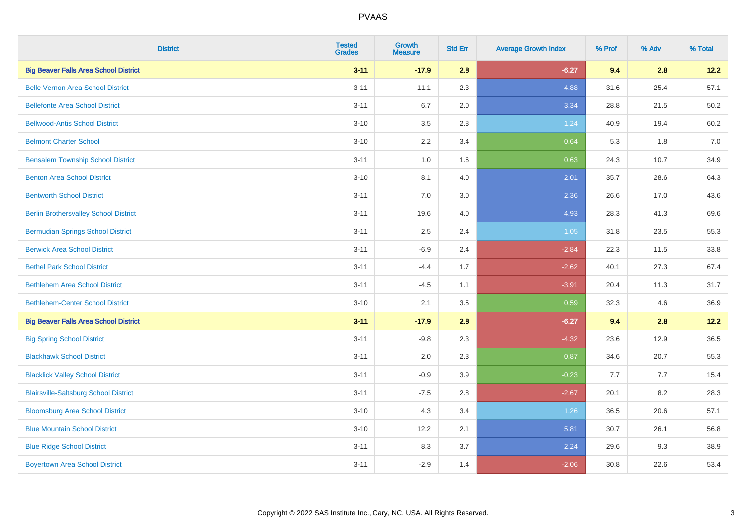# PVAAS

| District | Tested Grades | Growth Measure | Std Err | Average Growth Index | % Prof | % Adv | % Total |
|---|---|---|---|---|---|---|---|
| **Big Beaver Falls Area School District** | **3-11** | **-17.9** | **2.8** | **-6.27** | **9.4** | **2.8** | **12.2** |
| Belle Vernon Area School District | 3-11 | 11.1 | 2.3 | 4.88 | 31.6 | 25.4 | 57.1 |
| Bellefonte Area School District | 3-11 | 6.7 | 2.0 | 3.34 | 28.8 | 21.5 | 50.2 |
| Bellwood-Antis School District | 3-10 | 3.5 | 2.8 | 1.24 | 40.9 | 19.4 | 60.2 |
| Belmont Charter School | 3-10 | 2.2 | 3.4 | 0.64 | 5.3 | 1.8 | 7.0 |
| Bensalem Township School District | 3-11 | 1.0 | 1.6 | 0.63 | 24.3 | 10.7 | 34.9 |
| Benton Area School District | 3-10 | 8.1 | 4.0 | 2.01 | 35.7 | 28.6 | 64.3 |
| Bentworth School District | 3-11 | 7.0 | 3.0 | 2.36 | 26.6 | 17.0 | 43.6 |
| Berlin Brothersvalley School District | 3-11 | 19.6 | 4.0 | 4.93 | 28.3 | 41.3 | 69.6 |
| Bermudian Springs School District | 3-11 | 2.5 | 2.4 | 1.05 | 31.8 | 23.5 | 55.3 |
| Berwick Area School District | 3-11 | -6.9 | 2.4 | -2.84 | 22.3 | 11.5 | 33.8 |
| Bethel Park School District | 3-11 | -4.4 | 1.7 | -2.62 | 40.1 | 27.3 | 67.4 |
| Bethlehem Area School District | 3-11 | -4.5 | 1.1 | -3.91 | 20.4 | 11.3 | 31.7 |
| Bethlehem-Center School District | 3-10 | 2.1 | 3.5 | 0.59 | 32.3 | 4.6 | 36.9 |
| **Big Beaver Falls Area School District** | **3-11** | **-17.9** | **2.8** | **-6.27** | **9.4** | **2.8** | **12.2** |
| Big Spring School District | 3-11 | -9.8 | 2.3 | -4.32 | 23.6 | 12.9 | 36.5 |
| Blackhawk School District | 3-11 | 2.0 | 2.3 | 0.87 | 34.6 | 20.7 | 55.3 |
| Blacklick Valley School District | 3-11 | -0.9 | 3.9 | -0.23 | 7.7 | 7.7 | 15.4 |
| Blairsville-Saltsburg School District | 3-11 | -7.5 | 2.8 | -2.67 | 20.1 | 8.2 | 28.3 |
| Bloomsburg Area School District | 3-10 | 4.3 | 3.4 | 1.26 | 36.5 | 20.6 | 57.1 |
| Blue Mountain School District | 3-10 | 12.2 | 2.1 | 5.81 | 30.7 | 26.1 | 56.8 |
| Blue Ridge School District | 3-11 | 8.3 | 3.7 | 2.24 | 29.6 | 9.3 | 38.9 |
| Boyertown Area School District | 3-11 | -2.9 | 1.4 | -2.06 | 30.8 | 22.6 | 53.4 |

Copyright © 2022 SAS Institute Inc., Cary, NC, USA. All Rights Reserved.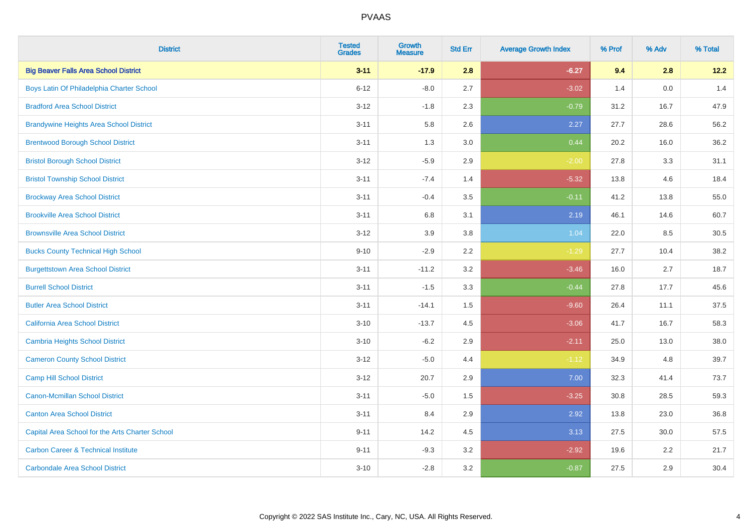| District | Tested Grades | Growth Measure | Std Err | Average Growth Index | % Prof | % Adv | % Total |
|---|---|---|---|---|---|---|---|
| **Big Beaver Falls Area School District** | **3-11** | **-17.9** | **2.8** | **-6.27** | **9.4** | **2.8** | **12.2** |
| Boys Latin Of Philadelphia Charter School | 6-12 | -8.0 | 2.7 | -3.02 | 1.4 | 0.0 | 1.4 |
| Bradford Area School District | 3-12 | -1.8 | 2.3 | -0.79 | 31.2 | 16.7 | 47.9 |
| Brandywine Heights Area School District | 3-11 | 5.8 | 2.6 | 2.27 | 27.7 | 28.6 | 56.2 |
| Brentwood Borough School District | 3-11 | 1.3 | 3.0 | 0.44 | 20.2 | 16.0 | 36.2 |
| Bristol Borough School District | 3-12 | -5.9 | 2.9 | -2.00 | 27.8 | 3.3 | 31.1 |
| Bristol Township School District | 3-11 | -7.4 | 1.4 | -5.32 | 13.8 | 4.6 | 18.4 |
| Brockway Area School District | 3-11 | -0.4 | 3.5 | -0.11 | 41.2 | 13.8 | 55.0 |
| Brookville Area School District | 3-11 | 6.8 | 3.1 | 2.19 | 46.1 | 14.6 | 60.7 |
| Brownsville Area School District | 3-12 | 3.9 | 3.8 | 1.04 | 22.0 | 8.5 | 30.5 |
| Bucks County Technical High School | 9-10 | -2.9 | 2.2 | -1.29 | 27.7 | 10.4 | 38.2 |
| Burgettstown Area School District | 3-11 | -11.2 | 3.2 | -3.46 | 16.0 | 2.7 | 18.7 |
| Burrell School District | 3-11 | -1.5 | 3.3 | -0.44 | 27.8 | 17.7 | 45.6 |
| Butler Area School District | 3-11 | -14.1 | 1.5 | -9.60 | 26.4 | 11.1 | 37.5 |
| California Area School District | 3-10 | -13.7 | 4.5 | -3.06 | 41.7 | 16.7 | 58.3 |
| Cambria Heights School District | 3-10 | -6.2 | 2.9 | -2.11 | 25.0 | 13.0 | 38.0 |
| Cameron County School District | 3-12 | -5.0 | 4.4 | -1.12 | 34.9 | 4.8 | 39.7 |
| Camp Hill School District | 3-12 | 20.7 | 2.9 | 7.00 | 32.3 | 41.4 | 73.7 |
| Canon-Mcmillan School District | 3-11 | -5.0 | 1.5 | -3.25 | 30.8 | 28.5 | 59.3 |
| Canton Area School District | 3-11 | 8.4 | 2.9 | 2.92 | 13.8 | 23.0 | 36.8 |
| Capital Area School for the Arts Charter School | 9-11 | 14.2 | 4.5 | 3.13 | 27.5 | 30.0 | 57.5 |
| Carbon Career & Technical Institute | 9-11 | -9.3 | 3.2 | -2.92 | 19.6 | 2.2 | 21.7 |
| Carbondale Area School District | 3-10 | -2.8 | 3.2 | -0.87 | 27.5 | 2.9 | 30.4 |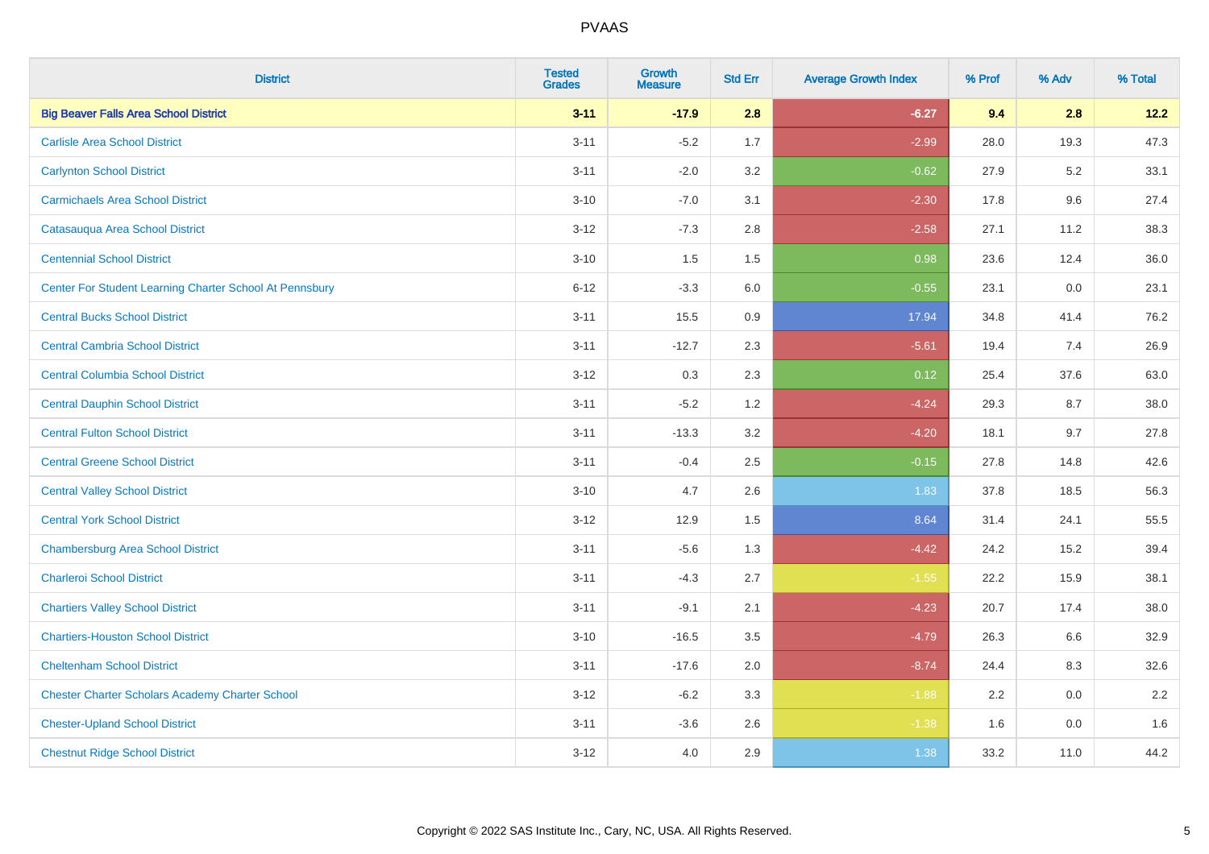# PVAAS

| District | Tested Grades | Growth Measure | Std Err | Average Growth Index | % Prof | % Adv | % Total |
|---|---|---|---|---|---|---|---|
| **Big Beaver Falls Area School District** | **3-11** | **-17.9** | **2.8** | **-6.27** | **9.4** | **2.8** | **12.2** |
| Carlisle Area School District | 3-11 | -5.2 | 1.7 | -2.99 | 28.0 | 19.3 | 47.3 |
| Carlynton School District | 3-11 | -2.0 | 3.2 | -0.62 | 27.9 | 5.2 | 33.1 |
| Carmichaels Area School District | 3-10 | -7.0 | 3.1 | -2.30 | 17.8 | 9.6 | 27.4 |
| Catasauqua Area School District | 3-12 | -7.3 | 2.8 | -2.58 | 27.1 | 11.2 | 38.3 |
| Centennial School District | 3-10 | 1.5 | 1.5 | 0.98 | 23.6 | 12.4 | 36.0 |
| Center For Student Learning Charter School At Pennsbury | 6-12 | -3.3 | 6.0 | -0.55 | 23.1 | 0.0 | 23.1 |
| Central Bucks School District | 3-11 | 15.5 | 0.9 | 17.94 | 34.8 | 41.4 | 76.2 |
| Central Cambria School District | 3-11 | -12.7 | 2.3 | -5.61 | 19.4 | 7.4 | 26.9 |
| Central Columbia School District | 3-12 | 0.3 | 2.3 | 0.12 | 25.4 | 37.6 | 63.0 |
| Central Dauphin School District | 3-11 | -5.2 | 1.2 | -4.24 | 29.3 | 8.7 | 38.0 |
| Central Fulton School District | 3-11 | -13.3 | 3.2 | -4.20 | 18.1 | 9.7 | 27.8 |
| Central Greene School District | 3-11 | -0.4 | 2.5 | -0.15 | 27.8 | 14.8 | 42.6 |
| Central Valley School District | 3-10 | 4.7 | 2.6 | 1.83 | 37.8 | 18.5 | 56.3 |
| Central York School District | 3-12 | 12.9 | 1.5 | 8.64 | 31.4 | 24.1 | 55.5 |
| Chambersburg Area School District | 3-11 | -5.6 | 1.3 | -4.42 | 24.2 | 15.2 | 39.4 |
| Charleroi School District | 3-11 | -4.3 | 2.7 | -1.55 | 22.2 | 15.9 | 38.1 |
| Chartiers Valley School District | 3-11 | -9.1 | 2.1 | -4.23 | 20.7 | 17.4 | 38.0 |
| Chartiers-Houston School District | 3-10 | -16.5 | 3.5 | -4.79 | 26.3 | 6.6 | 32.9 |
| Cheltenham School District | 3-11 | -17.6 | 2.0 | -8.74 | 24.4 | 8.3 | 32.6 |
| Chester Charter Scholars Academy Charter School | 3-12 | -6.2 | 3.3 | -1.88 | 2.2 | 0.0 | 2.2 |
| Chester-Upland School District | 3-11 | -3.6 | 2.6 | -1.38 | 1.6 | 0.0 | 1.6 |
| Chestnut Ridge School District | 3-12 | 4.0 | 2.9 | 1.38 | 33.2 | 11.0 | 44.2 |

Copyright © 2022 SAS Institute Inc., Cary, NC, USA. All Rights Reserved.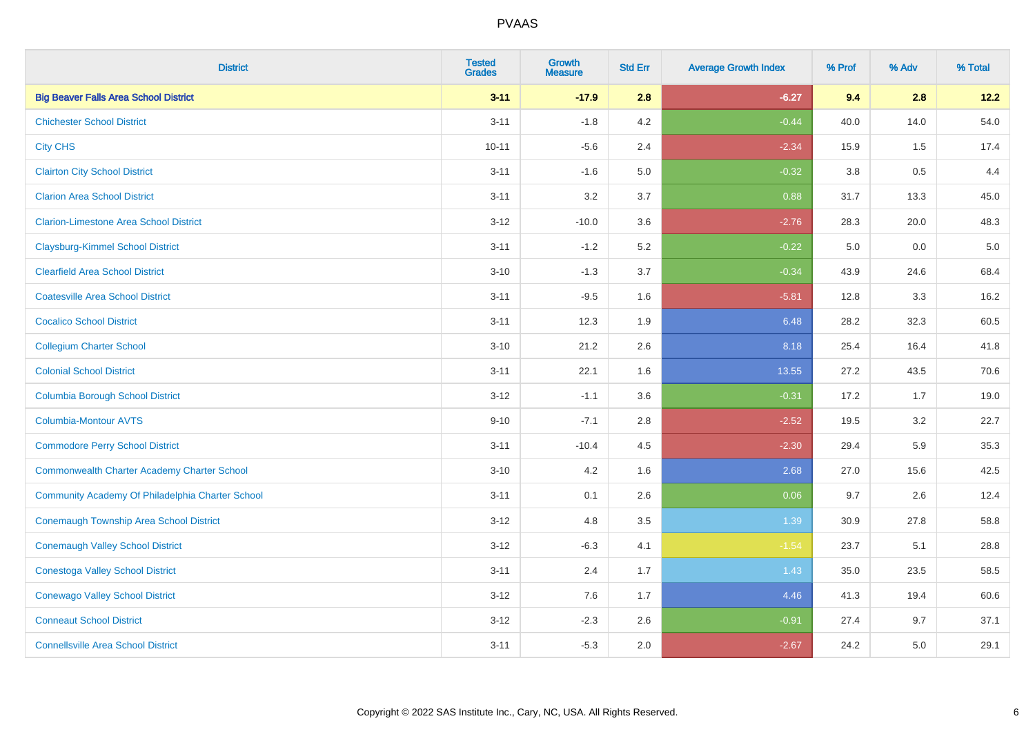| District | Tested Grades | Growth Measure | Std Err | Average Growth Index | % Prof | % Adv | % Total |
|---|---|---|---|---|---|---|---|
| **Big Beaver Falls Area School District** | **3-11** | **-17.9** | **2.8** | **-6.27** | **9.4** | **2.8** | **12.2** |
| Chichester School District | 3-11 | -1.8 | 4.2 | -0.44 | 40.0 | 14.0 | 54.0 |
| City CHS | 10-11 | -5.6 | 2.4 | -2.34 | 15.9 | 1.5 | 17.4 |
| Clairton City School District | 3-11 | -1.6 | 5.0 | -0.32 | 3.8 | 0.5 | 4.4 |
| Clarion Area School District | 3-11 | 3.2 | 3.7 | 0.88 | 31.7 | 13.3 | 45.0 |
| Clarion-Limestone Area School District | 3-12 | -10.0 | 3.6 | -2.76 | 28.3 | 20.0 | 48.3 |
| Claysburg-Kimmel School District | 3-11 | -1.2 | 5.2 | -0.22 | 5.0 | 0.0 | 5.0 |
| Clearfield Area School District | 3-10 | -1.3 | 3.7 | -0.34 | 43.9 | 24.6 | 68.4 |
| Coatesville Area School District | 3-11 | -9.5 | 1.6 | -5.81 | 12.8 | 3.3 | 16.2 |
| Cocalico School District | 3-11 | 12.3 | 1.9 | 6.48 | 28.2 | 32.3 | 60.5 |
| Collegium Charter School | 3-10 | 21.2 | 2.6 | 8.18 | 25.4 | 16.4 | 41.8 |
| Colonial School District | 3-11 | 22.1 | 1.6 | 13.55 | 27.2 | 43.5 | 70.6 |
| Columbia Borough School District | 3-12 | -1.1 | 3.6 | -0.31 | 17.2 | 1.7 | 19.0 |
| Columbia-Montour AVTS | 9-10 | -7.1 | 2.8 | -2.52 | 19.5 | 3.2 | 22.7 |
| Commodore Perry School District | 3-11 | -10.4 | 4.5 | -2.30 | 29.4 | 5.9 | 35.3 |
| Commonwealth Charter Academy Charter School | 3-10 | 4.2 | 1.6 | 2.68 | 27.0 | 15.6 | 42.5 |
| Community Academy Of Philadelphia Charter School | 3-11 | 0.1 | 2.6 | 0.06 | 9.7 | 2.6 | 12.4 |
| Conemaugh Township Area School District | 3-12 | 4.8 | 3.5 | 1.39 | 30.9 | 27.8 | 58.8 |
| Conemaugh Valley School District | 3-12 | -6.3 | 4.1 | -1.54 | 23.7 | 5.1 | 28.8 |
| Conestoga Valley School District | 3-11 | 2.4 | 1.7 | 1.43 | 35.0 | 23.5 | 58.5 |
| Conewago Valley School District | 3-12 | 7.6 | 1.7 | 4.46 | 41.3 | 19.4 | 60.6 |
| Conneaut School District | 3-12 | -2.3 | 2.6 | -0.91 | 27.4 | 9.7 | 37.1 |
| Connellsville Area School District | 3-11 | -5.3 | 2.0 | -2.67 | 24.2 | 5.0 | 29.1 |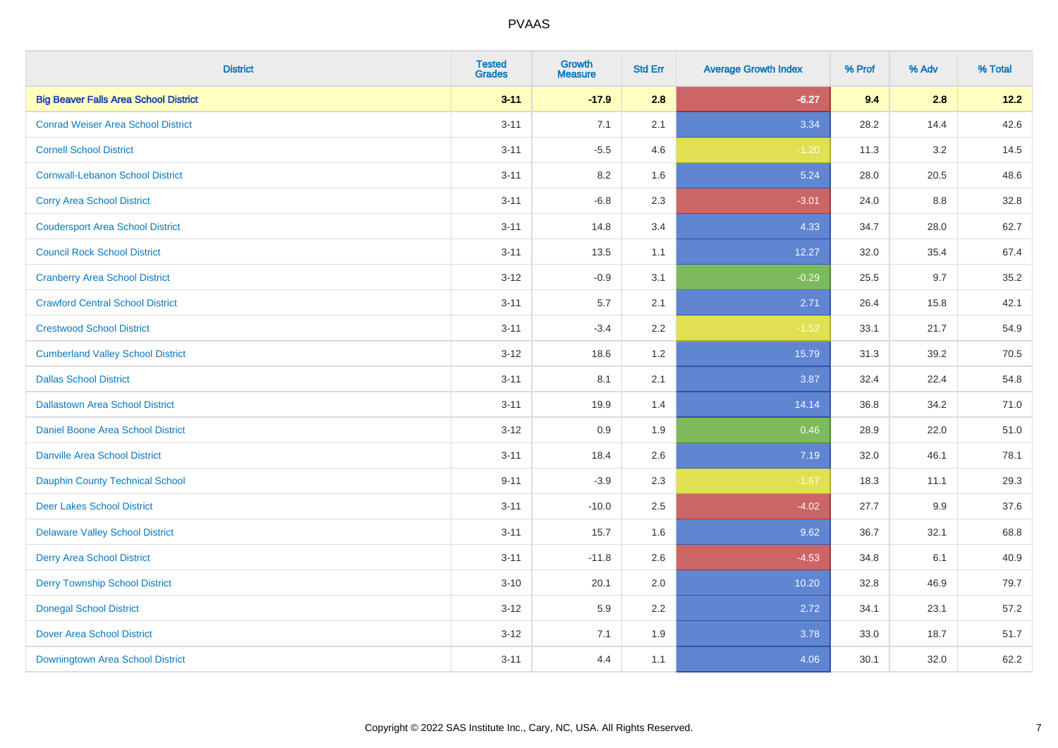# PVAAS

| District | Tested Grades | Growth Measure | Std Err | Average Growth Index | % Prof | % Adv | % Total |
|---|---|---|---|---|---|---|---|
| **Big Beaver Falls Area School District** | **3-11** | **-17.9** | **2.8** | **-6.27** | **9.4** | **2.8** | **12.2** |
| Conrad Weiser Area School District | 3-11 | 7.1 | 2.1 | 3.34 | 28.2 | 14.4 | 42.6 |
| Cornell School District | 3-11 | -5.5 | 4.6 | -1.20 | 11.3 | 3.2 | 14.5 |
| Cornwall-Lebanon School District | 3-11 | 8.2 | 1.6 | 5.24 | 28.0 | 20.5 | 48.6 |
| Corry Area School District | 3-11 | -6.8 | 2.3 | -3.01 | 24.0 | 8.8 | 32.8 |
| Coudersport Area School District | 3-11 | 14.8 | 3.4 | 4.33 | 34.7 | 28.0 | 62.7 |
| Council Rock School District | 3-11 | 13.5 | 1.1 | 12.27 | 32.0 | 35.4 | 67.4 |
| Cranberry Area School District | 3-12 | -0.9 | 3.1 | -0.29 | 25.5 | 9.7 | 35.2 |
| Crawford Central School District | 3-11 | 5.7 | 2.1 | 2.71 | 26.4 | 15.8 | 42.1 |
| Crestwood School District | 3-11 | -3.4 | 2.2 | -1.52 | 33.1 | 21.7 | 54.9 |
| Cumberland Valley School District | 3-12 | 18.6 | 1.2 | 15.79 | 31.3 | 39.2 | 70.5 |
| Dallas School District | 3-11 | 8.1 | 2.1 | 3.87 | 32.4 | 22.4 | 54.8 |
| Dallastown Area School District | 3-11 | 19.9 | 1.4 | 14.14 | 36.8 | 34.2 | 71.0 |
| Daniel Boone Area School District | 3-12 | 0.9 | 1.9 | 0.46 | 28.9 | 22.0 | 51.0 |
| Danville Area School District | 3-11 | 18.4 | 2.6 | 7.19 | 32.0 | 46.1 | 78.1 |
| Dauphin County Technical School | 9-11 | -3.9 | 2.3 | -1.67 | 18.3 | 11.1 | 29.3 |
| Deer Lakes School District | 3-11 | -10.0 | 2.5 | -4.02 | 27.7 | 9.9 | 37.6 |
| Delaware Valley School District | 3-11 | 15.7 | 1.6 | 9.62 | 36.7 | 32.1 | 68.8 |
| Derry Area School District | 3-11 | -11.8 | 2.6 | -4.53 | 34.8 | 6.1 | 40.9 |
| Derry Township School District | 3-10 | 20.1 | 2.0 | 10.20 | 32.8 | 46.9 | 79.7 |
| Donegal School District | 3-12 | 5.9 | 2.2 | 2.72 | 34.1 | 23.1 | 57.2 |
| Dover Area School District | 3-12 | 7.1 | 1.9 | 3.78 | 33.0 | 18.7 | 51.7 |
| Downingtown Area School District | 3-11 | 4.4 | 1.1 | 4.06 | 30.1 | 32.0 | 62.2 |

Copyright © 2022 SAS Institute Inc., Cary, NC, USA. All Rights Reserved.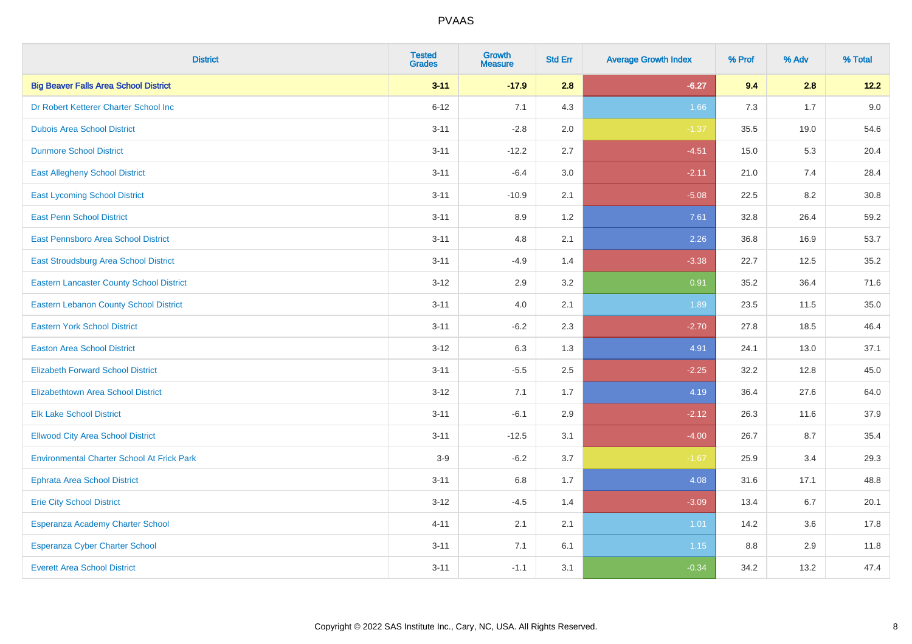| District | Tested Grades | Growth Measure | Std Err | Average Growth Index | % Prof | % Adv | % Total |
|---|---|---|---|---|---|---|---|
| **Big Beaver Falls Area School District** | **3-11** | **-17.9** | **2.8** | **-6.27** | **9.4** | **2.8** | **12.2** |
| Dr Robert Ketterer Charter School Inc | 6-12 | 7.1 | 4.3 | 1.66 | 7.3 | 1.7 | 9.0 |
| Dubois Area School District | 3-11 | -2.8 | 2.0 | -1.37 | 35.5 | 19.0 | 54.6 |
| Dunmore School District | 3-11 | -12.2 | 2.7 | -4.51 | 15.0 | 5.3 | 20.4 |
| East Allegheny School District | 3-11 | -6.4 | 3.0 | -2.11 | 21.0 | 7.4 | 28.4 |
| East Lycoming School District | 3-11 | -10.9 | 2.1 | -5.08 | 22.5 | 8.2 | 30.8 |
| East Penn School District | 3-11 | 8.9 | 1.2 | 7.61 | 32.8 | 26.4 | 59.2 |
| East Pennsboro Area School District | 3-11 | 4.8 | 2.1 | 2.26 | 36.8 | 16.9 | 53.7 |
| East Stroudsburg Area School District | 3-11 | -4.9 | 1.4 | -3.38 | 22.7 | 12.5 | 35.2 |
| Eastern Lancaster County School District | 3-12 | 2.9 | 3.2 | 0.91 | 35.2 | 36.4 | 71.6 |
| Eastern Lebanon County School District | 3-11 | 4.0 | 2.1 | 1.89 | 23.5 | 11.5 | 35.0 |
| Eastern York School District | 3-11 | -6.2 | 2.3 | -2.70 | 27.8 | 18.5 | 46.4 |
| Easton Area School District | 3-12 | 6.3 | 1.3 | 4.91 | 24.1 | 13.0 | 37.1 |
| Elizabeth Forward School District | 3-11 | -5.5 | 2.5 | -2.25 | 32.2 | 12.8 | 45.0 |
| Elizabethtown Area School District | 3-12 | 7.1 | 1.7 | 4.19 | 36.4 | 27.6 | 64.0 |
| Elk Lake School District | 3-11 | -6.1 | 2.9 | -2.12 | 26.3 | 11.6 | 37.9 |
| Ellwood City Area School District | 3-11 | -12.5 | 3.1 | -4.00 | 26.7 | 8.7 | 35.4 |
| Environmental Charter School At Frick Park | 3-9 | -6.2 | 3.7 | -1.67 | 25.9 | 3.4 | 29.3 |
| Ephrata Area School District | 3-11 | 6.8 | 1.7 | 4.08 | 31.6 | 17.1 | 48.8 |
| Erie City School District | 3-12 | -4.5 | 1.4 | -3.09 | 13.4 | 6.7 | 20.1 |
| Esperanza Academy Charter School | 4-11 | 2.1 | 2.1 | 1.01 | 14.2 | 3.6 | 17.8 |
| Esperanza Cyber Charter School | 3-11 | 7.1 | 6.1 | 1.15 | 8.8 | 2.9 | 11.8 |
| Everett Area School District | 3-11 | -1.1 | 3.1 | -0.34 | 34.2 | 13.2 | 47.4 |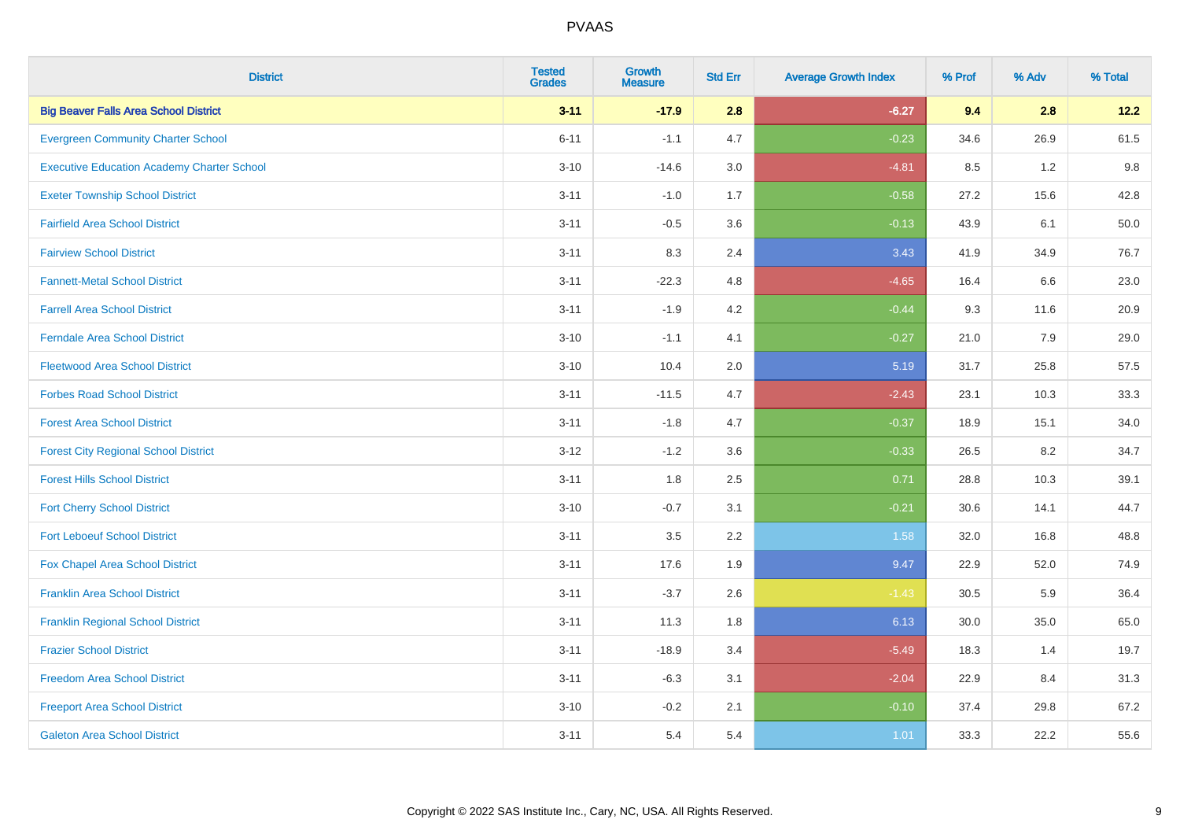# PVAAS

| District | Tested Grades | Growth Measure | Std Err | Average Growth Index | % Prof | % Adv | % Total |
|---|---|---|---|---|---|---|---|
| **Big Beaver Falls Area School District** | **3-11** | **-17.9** | **2.8** | **-6.27** | **9.4** | **2.8** | **12.2** |
| Evergreen Community Charter School | 6-11 | -1.1 | 4.7 | -0.23 | 34.6 | 26.9 | 61.5 |
| Executive Education Academy Charter School | 3-10 | -14.6 | 3.0 | -4.81 | 8.5 | 1.2 | 9.8 |
| Exeter Township School District | 3-11 | -1.0 | 1.7 | -0.58 | 27.2 | 15.6 | 42.8 |
| Fairfield Area School District | 3-11 | -0.5 | 3.6 | -0.13 | 43.9 | 6.1 | 50.0 |
| Fairview School District | 3-11 | 8.3 | 2.4 | 3.43 | 41.9 | 34.9 | 76.7 |
| Fannett-Metal School District | 3-11 | -22.3 | 4.8 | -4.65 | 16.4 | 6.6 | 23.0 |
| Farrell Area School District | 3-11 | -1.9 | 4.2 | -0.44 | 9.3 | 11.6 | 20.9 |
| Ferndale Area School District | 3-10 | -1.1 | 4.1 | -0.27 | 21.0 | 7.9 | 29.0 |
| Fleetwood Area School District | 3-10 | 10.4 | 2.0 | 5.19 | 31.7 | 25.8 | 57.5 |
| Forbes Road School District | 3-11 | -11.5 | 4.7 | -2.43 | 23.1 | 10.3 | 33.3 |
| Forest Area School District | 3-11 | -1.8 | 4.7 | -0.37 | 18.9 | 15.1 | 34.0 |
| Forest City Regional School District | 3-12 | -1.2 | 3.6 | -0.33 | 26.5 | 8.2 | 34.7 |
| Forest Hills School District | 3-11 | 1.8 | 2.5 | 0.71 | 28.8 | 10.3 | 39.1 |
| Fort Cherry School District | 3-10 | -0.7 | 3.1 | -0.21 | 30.6 | 14.1 | 44.7 |
| Fort Leboeuf School District | 3-11 | 3.5 | 2.2 | 1.58 | 32.0 | 16.8 | 48.8 |
| Fox Chapel Area School District | 3-11 | 17.6 | 1.9 | 9.47 | 22.9 | 52.0 | 74.9 |
| Franklin Area School District | 3-11 | -3.7 | 2.6 | -1.43 | 30.5 | 5.9 | 36.4 |
| Franklin Regional School District | 3-11 | 11.3 | 1.8 | 6.13 | 30.0 | 35.0 | 65.0 |
| Frazier School District | 3-11 | -18.9 | 3.4 | -5.49 | 18.3 | 1.4 | 19.7 |
| Freedom Area School District | 3-11 | -6.3 | 3.1 | -2.04 | 22.9 | 8.4 | 31.3 |
| Freeport Area School District | 3-10 | -0.2 | 2.1 | -0.10 | 37.4 | 29.8 | 67.2 |
| Galeton Area School District | 3-11 | 5.4 | 5.4 | 1.01 | 33.3 | 22.2 | 55.6 |

Copyright © 2022 SAS Institute Inc., Cary, NC, USA. All Rights Reserved.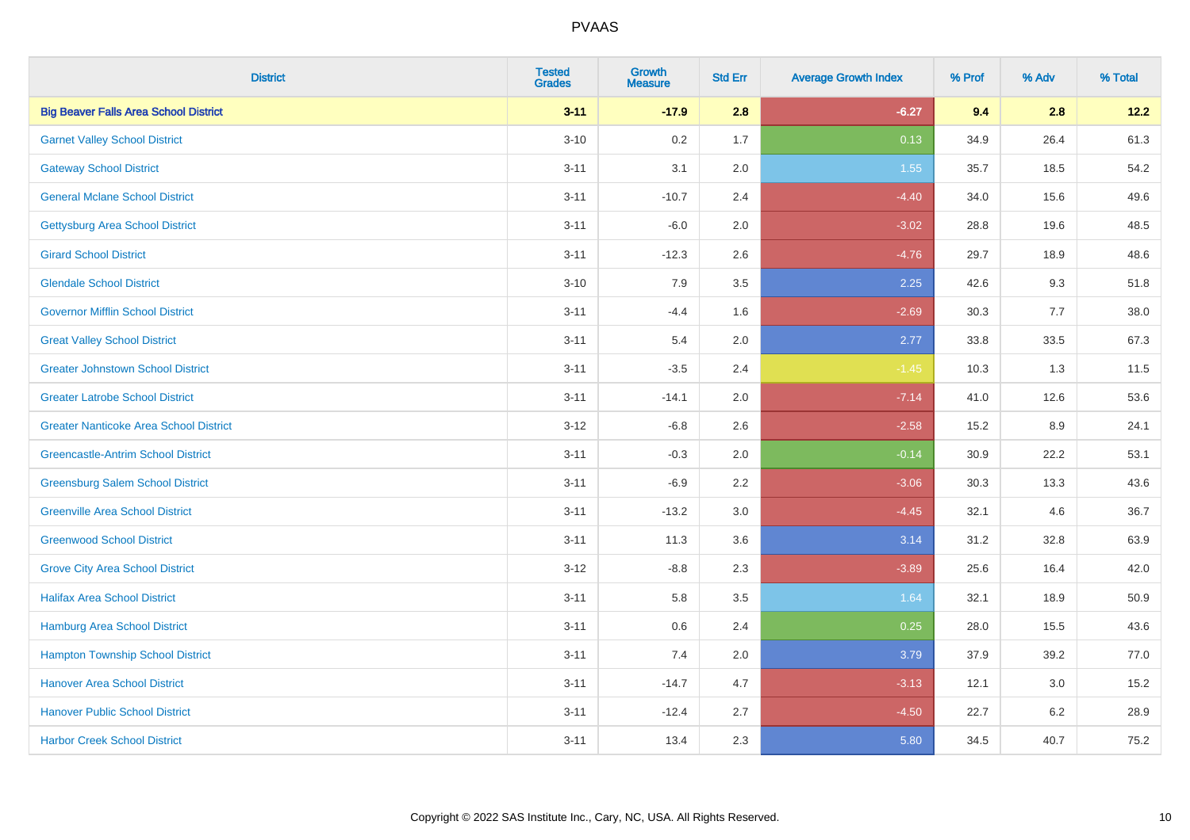# PVAAS

| District | Tested Grades | Growth Measure | Std Err | Average Growth Index | % Prof | % Adv | % Total |
|---|---|---|---|---|---|---|---|
| **Big Beaver Falls Area School District** | **3-11** | **-17.9** | **2.8** | **-6.27** | **9.4** | **2.8** | **12.2** |
| Garnet Valley School District | 3-10 | 0.2 | 1.7 | 0.13 | 34.9 | 26.4 | 61.3 |
| Gateway School District | 3-11 | 3.1 | 2.0 | 1.55 | 35.7 | 18.5 | 54.2 |
| General Mclane School District | 3-11 | -10.7 | 2.4 | -4.40 | 34.0 | 15.6 | 49.6 |
| Gettysburg Area School District | 3-11 | -6.0 | 2.0 | -3.02 | 28.8 | 19.6 | 48.5 |
| Girard School District | 3-11 | -12.3 | 2.6 | -4.76 | 29.7 | 18.9 | 48.6 |
| Glendale School District | 3-10 | 7.9 | 3.5 | 2.25 | 42.6 | 9.3 | 51.8 |
| Governor Mifflin School District | 3-11 | -4.4 | 1.6 | -2.69 | 30.3 | 7.7 | 38.0 |
| Great Valley School District | 3-11 | 5.4 | 2.0 | 2.77 | 33.8 | 33.5 | 67.3 |
| Greater Johnstown School District | 3-11 | -3.5 | 2.4 | -1.45 | 10.3 | 1.3 | 11.5 |
| Greater Latrobe School District | 3-11 | -14.1 | 2.0 | -7.14 | 41.0 | 12.6 | 53.6 |
| Greater Nanticoke Area School District | 3-12 | -6.8 | 2.6 | -2.58 | 15.2 | 8.9 | 24.1 |
| Greencastle-Antrim School District | 3-11 | -0.3 | 2.0 | -0.14 | 30.9 | 22.2 | 53.1 |
| Greensburg Salem School District | 3-11 | -6.9 | 2.2 | -3.06 | 30.3 | 13.3 | 43.6 |
| Greenville Area School District | 3-11 | -13.2 | 3.0 | -4.45 | 32.1 | 4.6 | 36.7 |
| Greenwood School District | 3-11 | 11.3 | 3.6 | 3.14 | 31.2 | 32.8 | 63.9 |
| Grove City Area School District | 3-12 | -8.8 | 2.3 | -3.89 | 25.6 | 16.4 | 42.0 |
| Halifax Area School District | 3-11 | 5.8 | 3.5 | 1.64 | 32.1 | 18.9 | 50.9 |
| Hamburg Area School District | 3-11 | 0.6 | 2.4 | 0.25 | 28.0 | 15.5 | 43.6 |
| Hampton Township School District | 3-11 | 7.4 | 2.0 | 3.79 | 37.9 | 39.2 | 77.0 |
| Hanover Area School District | 3-11 | -14.7 | 4.7 | -3.13 | 12.1 | 3.0 | 15.2 |
| Hanover Public School District | 3-11 | -12.4 | 2.7 | -4.50 | 22.7 | 6.2 | 28.9 |
| Harbor Creek School District | 3-11 | 13.4 | 2.3 | 5.80 | 34.5 | 40.7 | 75.2 |

Copyright © 2022 SAS Institute Inc., Cary, NC, USA. All Rights Reserved.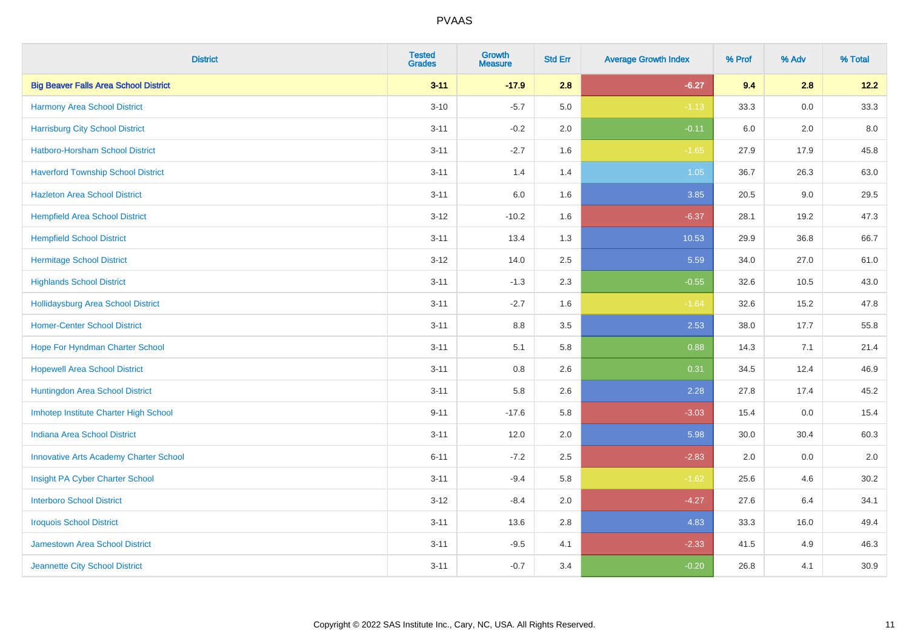# PVAAS

| District | Tested Grades | Growth Measure | Std Err | Average Growth Index | % Prof | % Adv | % Total |
|---|---|---|---|---|---|---|---|
| **Big Beaver Falls Area School District** | **3-11** | **-17.9** | **2.8** | **-6.27** | **9.4** | **2.8** | **12.2** |
| Harmony Area School District | 3-10 | -5.7 | 5.0 | -1.13 | 33.3 | 0.0 | 33.3 |
| Harrisburg City School District | 3-11 | -0.2 | 2.0 | -0.11 | 6.0 | 2.0 | 8.0 |
| Hatboro-Horsham School District | 3-11 | -2.7 | 1.6 | -1.65 | 27.9 | 17.9 | 45.8 |
| Haverford Township School District | 3-11 | 1.4 | 1.4 | 1.05 | 36.7 | 26.3 | 63.0 |
| Hazleton Area School District | 3-11 | 6.0 | 1.6 | 3.85 | 20.5 | 9.0 | 29.5 |
| Hempfield Area School District | 3-12 | -10.2 | 1.6 | -6.37 | 28.1 | 19.2 | 47.3 |
| Hempfield School District | 3-11 | 13.4 | 1.3 | 10.53 | 29.9 | 36.8 | 66.7 |
| Hermitage School District | 3-12 | 14.0 | 2.5 | 5.59 | 34.0 | 27.0 | 61.0 |
| Highlands School District | 3-11 | -1.3 | 2.3 | -0.55 | 32.6 | 10.5 | 43.0 |
| Hollidaysburg Area School District | 3-11 | -2.7 | 1.6 | -1.64 | 32.6 | 15.2 | 47.8 |
| Homer-Center School District | 3-11 | 8.8 | 3.5 | 2.53 | 38.0 | 17.7 | 55.8 |
| Hope For Hyndman Charter School | 3-11 | 5.1 | 5.8 | 0.88 | 14.3 | 7.1 | 21.4 |
| Hopewell Area School District | 3-11 | 0.8 | 2.6 | 0.31 | 34.5 | 12.4 | 46.9 |
| Huntingdon Area School District | 3-11 | 5.8 | 2.6 | 2.28 | 27.8 | 17.4 | 45.2 |
| Imhotep Institute Charter High School | 9-11 | -17.6 | 5.8 | -3.03 | 15.4 | 0.0 | 15.4 |
| Indiana Area School District | 3-11 | 12.0 | 2.0 | 5.98 | 30.0 | 30.4 | 60.3 |
| Innovative Arts Academy Charter School | 6-11 | -7.2 | 2.5 | -2.83 | 2.0 | 0.0 | 2.0 |
| Insight PA Cyber Charter School | 3-11 | -9.4 | 5.8 | -1.62 | 25.6 | 4.6 | 30.2 |
| Interboro School District | 3-12 | -8.4 | 2.0 | -4.27 | 27.6 | 6.4 | 34.1 |
| Iroquois School District | 3-11 | 13.6 | 2.8 | 4.83 | 33.3 | 16.0 | 49.4 |
| Jamestown Area School District | 3-11 | -9.5 | 4.1 | -2.33 | 41.5 | 4.9 | 46.3 |
| Jeannette City School District | 3-11 | -0.7 | 3.4 | -0.20 | 26.8 | 4.1 | 30.9 |

Copyright © 2022 SAS Institute Inc., Cary, NC, USA. All Rights Reserved.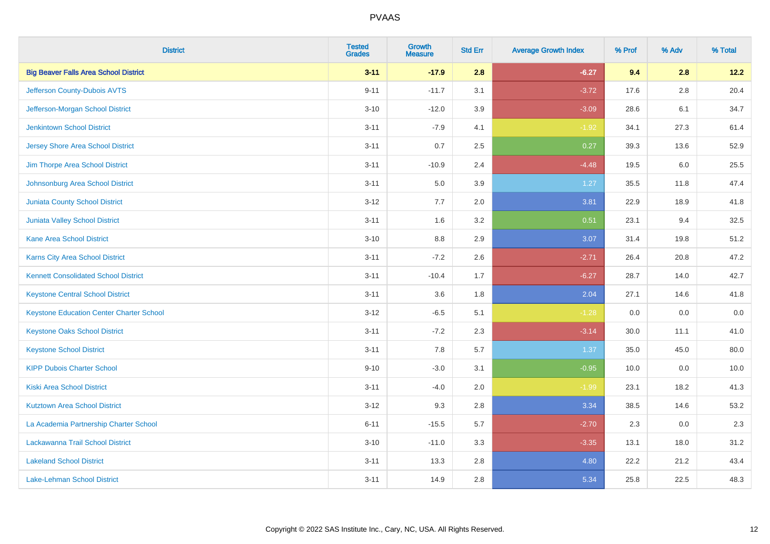# PVAAS

| District | Tested Grades | Growth Measure | Std Err | Average Growth Index | % Prof | % Adv | % Total |
|---|---|---|---|---|---|---|---|
| **Big Beaver Falls Area School District** | **3-11** | **-17.9** | **2.8** | **-6.27** | **9.4** | **2.8** | **12.2** |
| Jefferson County-Dubois AVTS | 9-11 | -11.7 | 3.1 | -3.72 | 17.6 | 2.8 | 20.4 |
| Jefferson-Morgan School District | 3-10 | -12.0 | 3.9 | -3.09 | 28.6 | 6.1 | 34.7 |
| Jenkintown School District | 3-11 | -7.9 | 4.1 | -1.92 | 34.1 | 27.3 | 61.4 |
| Jersey Shore Area School District | 3-11 | 0.7 | 2.5 | 0.27 | 39.3 | 13.6 | 52.9 |
| Jim Thorpe Area School District | 3-11 | -10.9 | 2.4 | -4.48 | 19.5 | 6.0 | 25.5 |
| Johnsonburg Area School District | 3-11 | 5.0 | 3.9 | 1.27 | 35.5 | 11.8 | 47.4 |
| Juniata County School District | 3-12 | 7.7 | 2.0 | 3.81 | 22.9 | 18.9 | 41.8 |
| Juniata Valley School District | 3-11 | 1.6 | 3.2 | 0.51 | 23.1 | 9.4 | 32.5 |
| Kane Area School District | 3-10 | 8.8 | 2.9 | 3.07 | 31.4 | 19.8 | 51.2 |
| Karns City Area School District | 3-11 | -7.2 | 2.6 | -2.71 | 26.4 | 20.8 | 47.2 |
| Kennett Consolidated School District | 3-11 | -10.4 | 1.7 | -6.27 | 28.7 | 14.0 | 42.7 |
| Keystone Central School District | 3-11 | 3.6 | 1.8 | 2.04 | 27.1 | 14.6 | 41.8 |
| Keystone Education Center Charter School | 3-12 | -6.5 | 5.1 | -1.28 | 0.0 | 0.0 | 0.0 |
| Keystone Oaks School District | 3-11 | -7.2 | 2.3 | -3.14 | 30.0 | 11.1 | 41.0 |
| Keystone School District | 3-11 | 7.8 | 5.7 | 1.37 | 35.0 | 45.0 | 80.0 |
| KIPP Dubois Charter School | 9-10 | -3.0 | 3.1 | -0.95 | 10.0 | 0.0 | 10.0 |
| Kiski Area School District | 3-11 | -4.0 | 2.0 | -1.99 | 23.1 | 18.2 | 41.3 |
| Kutztown Area School District | 3-12 | 9.3 | 2.8 | 3.34 | 38.5 | 14.6 | 53.2 |
| La Academia Partnership Charter School | 6-11 | -15.5 | 5.7 | -2.70 | 2.3 | 0.0 | 2.3 |
| Lackawanna Trail School District | 3-10 | -11.0 | 3.3 | -3.35 | 13.1 | 18.0 | 31.2 |
| Lakeland School District | 3-11 | 13.3 | 2.8 | 4.80 | 22.2 | 21.2 | 43.4 |
| Lake-Lehman School District | 3-11 | 14.9 | 2.8 | 5.34 | 25.8 | 22.5 | 48.3 |

Copyright © 2022 SAS Institute Inc., Cary, NC, USA. All Rights Reserved.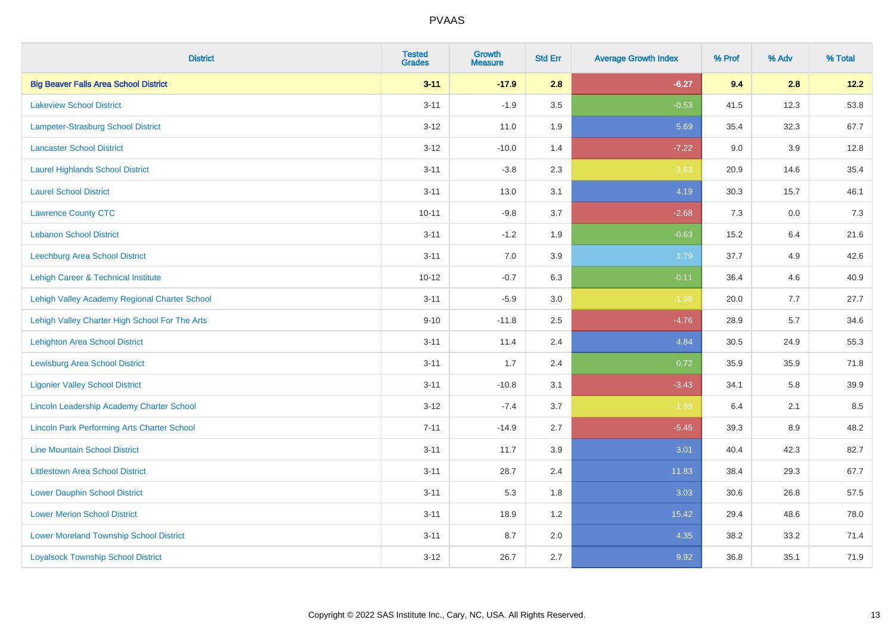# PVAAS

| District | Tested Grades | Growth Measure | Std Err | Average Growth Index | % Prof | % Adv | % Total |
|---|---|---|---|---|---|---|---|
| **Big Beaver Falls Area School District** | **3-11** | **-17.9** | **2.8** | **-6.27** | **9.4** | **2.8** | **12.2** |
| Lakeview School District | 3-11 | -1.9 | 3.5 | -0.53 | 41.5 | 12.3 | 53.8 |
| Lampeter-Strasburg School District | 3-12 | 11.0 | 1.9 | 5.69 | 35.4 | 32.3 | 67.7 |
| Lancaster School District | 3-12 | -10.0 | 1.4 | -7.22 | 9.0 | 3.9 | 12.8 |
| Laurel Highlands School District | 3-11 | -3.8 | 2.3 | -1.63 | 20.9 | 14.6 | 35.4 |
| Laurel School District | 3-11 | 13.0 | 3.1 | 4.19 | 30.3 | 15.7 | 46.1 |
| Lawrence County CTC | 10-11 | -9.8 | 3.7 | -2.68 | 7.3 | 0.0 | 7.3 |
| Lebanon School District | 3-11 | -1.2 | 1.9 | -0.63 | 15.2 | 6.4 | 21.6 |
| Leechburg Area School District | 3-11 | 7.0 | 3.9 | 1.79 | 37.7 | 4.9 | 42.6 |
| Lehigh Career & Technical Institute | 10-12 | -0.7 | 6.3 | -0.11 | 36.4 | 4.6 | 40.9 |
| Lehigh Valley Academy Regional Charter School | 3-11 | -5.9 | 3.0 | -1.98 | 20.0 | 7.7 | 27.7 |
| Lehigh Valley Charter High School For The Arts | 9-10 | -11.8 | 2.5 | -4.76 | 28.9 | 5.7 | 34.6 |
| Lehighton Area School District | 3-11 | 11.4 | 2.4 | 4.84 | 30.5 | 24.9 | 55.3 |
| Lewisburg Area School District | 3-11 | 1.7 | 2.4 | 0.72 | 35.9 | 35.9 | 71.8 |
| Ligonier Valley School District | 3-11 | -10.8 | 3.1 | -3.43 | 34.1 | 5.8 | 39.9 |
| Lincoln Leadership Academy Charter School | 3-12 | -7.4 | 3.7 | -1.99 | 6.4 | 2.1 | 8.5 |
| Lincoln Park Performing Arts Charter School | 7-11 | -14.9 | 2.7 | -5.45 | 39.3 | 8.9 | 48.2 |
| Line Mountain School District | 3-11 | 11.7 | 3.9 | 3.01 | 40.4 | 42.3 | 82.7 |
| Littlestown Area School District | 3-11 | 28.7 | 2.4 | 11.83 | 38.4 | 29.3 | 67.7 |
| Lower Dauphin School District | 3-11 | 5.3 | 1.8 | 3.03 | 30.6 | 26.8 | 57.5 |
| Lower Merion School District | 3-11 | 18.9 | 1.2 | 15.42 | 29.4 | 48.6 | 78.0 |
| Lower Moreland Township School District | 3-11 | 8.7 | 2.0 | 4.35 | 38.2 | 33.2 | 71.4 |
| Loyalsock Township School District | 3-12 | 26.7 | 2.7 | 9.92 | 36.8 | 35.1 | 71.9 |

Copyright © 2022 SAS Institute Inc., Cary, NC, USA. All Rights Reserved.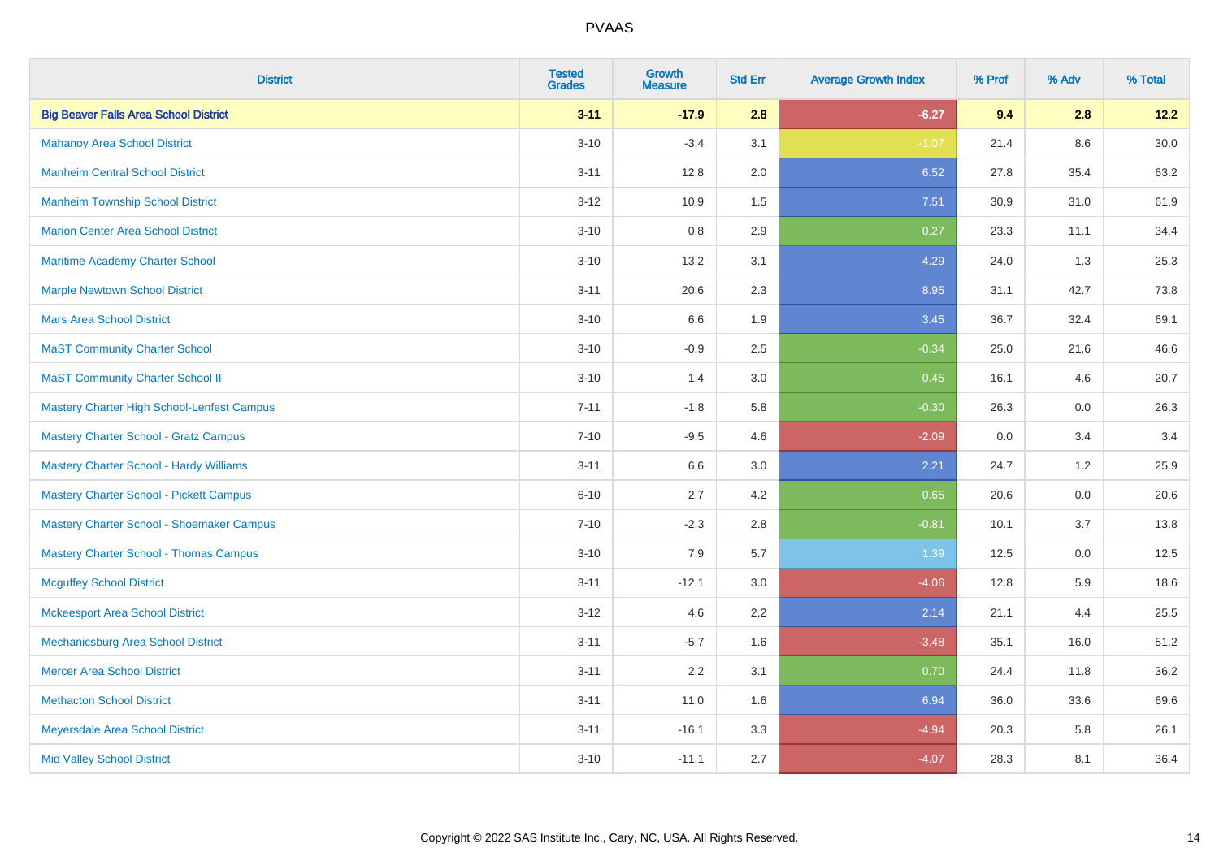| District | Tested Grades | Growth Measure | Std Err | Average Growth Index | % Prof | % Adv | % Total |
|---|---|---|---|---|---|---|---|
| **Big Beaver Falls Area School District** | **3-11** | **-17.9** | **2.8** | **-6.27** | **9.4** | **2.8** | **12.2** |
| Mahanoy Area School District | 3-10 | -3.4 | 3.1 | -1.07 | 21.4 | 8.6 | 30.0 |
| Manheim Central School District | 3-11 | 12.8 | 2.0 | 6.52 | 27.8 | 35.4 | 63.2 |
| Manheim Township School District | 3-12 | 10.9 | 1.5 | 7.51 | 30.9 | 31.0 | 61.9 |
| Marion Center Area School District | 3-10 | 0.8 | 2.9 | 0.27 | 23.3 | 11.1 | 34.4 |
| Maritime Academy Charter School | 3-10 | 13.2 | 3.1 | 4.29 | 24.0 | 1.3 | 25.3 |
| Marple Newtown School District | 3-11 | 20.6 | 2.3 | 8.95 | 31.1 | 42.7 | 73.8 |
| Mars Area School District | 3-10 | 6.6 | 1.9 | 3.45 | 36.7 | 32.4 | 69.1 |
| MaST Community Charter School | 3-10 | -0.9 | 2.5 | -0.34 | 25.0 | 21.6 | 46.6 |
| MaST Community Charter School II | 3-10 | 1.4 | 3.0 | 0.45 | 16.1 | 4.6 | 20.7 |
| Mastery Charter High School-Lenfest Campus | 7-11 | -1.8 | 5.8 | -0.30 | 26.3 | 0.0 | 26.3 |
| Mastery Charter School - Gratz Campus | 7-10 | -9.5 | 4.6 | -2.09 | 0.0 | 3.4 | 3.4 |
| Mastery Charter School - Hardy Williams | 3-11 | 6.6 | 3.0 | 2.21 | 24.7 | 1.2 | 25.9 |
| Mastery Charter School - Pickett Campus | 6-10 | 2.7 | 4.2 | 0.65 | 20.6 | 0.0 | 20.6 |
| Mastery Charter School - Shoemaker Campus | 7-10 | -2.3 | 2.8 | -0.81 | 10.1 | 3.7 | 13.8 |
| Mastery Charter School - Thomas Campus | 3-10 | 7.9 | 5.7 | 1.39 | 12.5 | 0.0 | 12.5 |
| Mcguffey School District | 3-11 | -12.1 | 3.0 | -4.06 | 12.8 | 5.9 | 18.6 |
| Mckeesport Area School District | 3-12 | 4.6 | 2.2 | 2.14 | 21.1 | 4.4 | 25.5 |
| Mechanicsburg Area School District | 3-11 | -5.7 | 1.6 | -3.48 | 35.1 | 16.0 | 51.2 |
| Mercer Area School District | 3-11 | 2.2 | 3.1 | 0.70 | 24.4 | 11.8 | 36.2 |
| Methacton School District | 3-11 | 11.0 | 1.6 | 6.94 | 36.0 | 33.6 | 69.6 |
| Meyersdale Area School District | 3-11 | -16.1 | 3.3 | -4.94 | 20.3 | 5.8 | 26.1 |
| Mid Valley School District | 3-10 | -11.1 | 2.7 | -4.07 | 28.3 | 8.1 | 36.4 |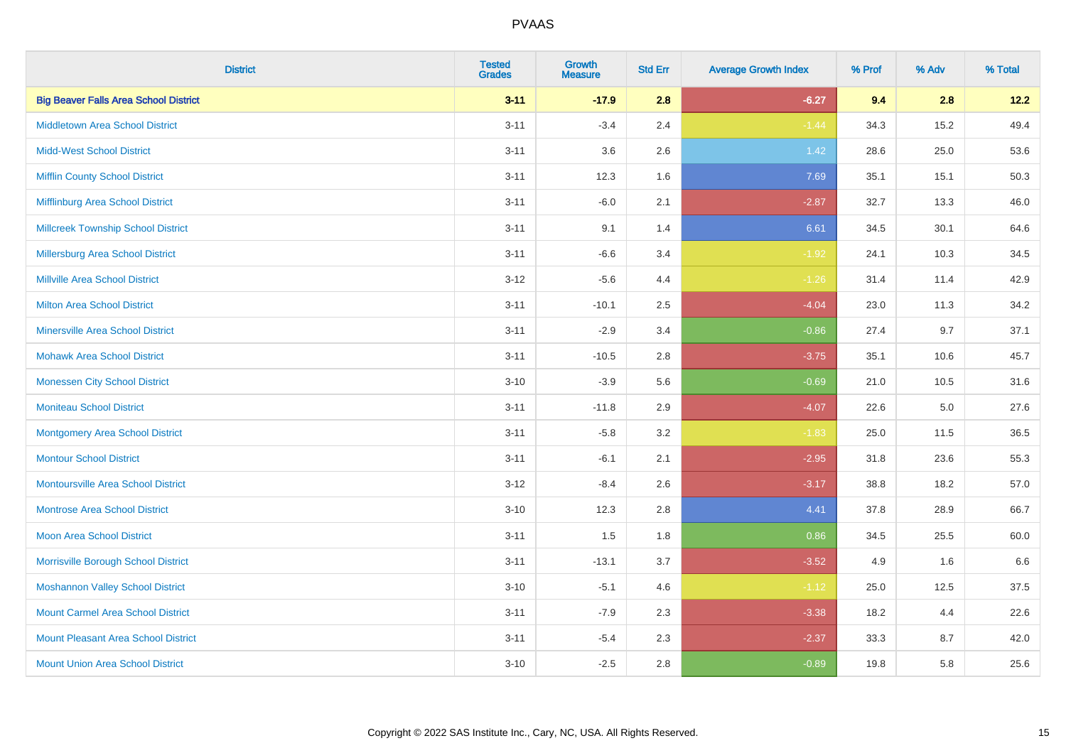# PVAAS

| District | Tested Grades | Growth Measure | Std Err | Average Growth Index | % Prof | % Adv | % Total |
|---|---|---|---|---|---|---|---|
| **Big Beaver Falls Area School District** | **3-11** | **-17.9** | **2.8** | **-6.27** | **9.4** | **2.8** | **12.2** |
| Middletown Area School District | 3-11 | -3.4 | 2.4 | -1.44 | 34.3 | 15.2 | 49.4 |
| Midd-West School District | 3-11 | 3.6 | 2.6 | 1.42 | 28.6 | 25.0 | 53.6 |
| Mifflin County School District | 3-11 | 12.3 | 1.6 | 7.69 | 35.1 | 15.1 | 50.3 |
| Mifflinburg Area School District | 3-11 | -6.0 | 2.1 | -2.87 | 32.7 | 13.3 | 46.0 |
| Millcreek Township School District | 3-11 | 9.1 | 1.4 | 6.61 | 34.5 | 30.1 | 64.6 |
| Millersburg Area School District | 3-11 | -6.6 | 3.4 | -1.92 | 24.1 | 10.3 | 34.5 |
| Millville Area School District | 3-12 | -5.6 | 4.4 | -1.26 | 31.4 | 11.4 | 42.9 |
| Milton Area School District | 3-11 | -10.1 | 2.5 | -4.04 | 23.0 | 11.3 | 34.2 |
| Minersville Area School District | 3-11 | -2.9 | 3.4 | -0.86 | 27.4 | 9.7 | 37.1 |
| Mohawk Area School District | 3-11 | -10.5 | 2.8 | -3.75 | 35.1 | 10.6 | 45.7 |
| Monessen City School District | 3-10 | -3.9 | 5.6 | -0.69 | 21.0 | 10.5 | 31.6 |
| Moniteau School District | 3-11 | -11.8 | 2.9 | -4.07 | 22.6 | 5.0 | 27.6 |
| Montgomery Area School District | 3-11 | -5.8 | 3.2 | -1.83 | 25.0 | 11.5 | 36.5 |
| Montour School District | 3-11 | -6.1 | 2.1 | -2.95 | 31.8 | 23.6 | 55.3 |
| Montoursville Area School District | 3-12 | -8.4 | 2.6 | -3.17 | 38.8 | 18.2 | 57.0 |
| Montrose Area School District | 3-10 | 12.3 | 2.8 | 4.41 | 37.8 | 28.9 | 66.7 |
| Moon Area School District | 3-11 | 1.5 | 1.8 | 0.86 | 34.5 | 25.5 | 60.0 |
| Morrisville Borough School District | 3-11 | -13.1 | 3.7 | -3.52 | 4.9 | 1.6 | 6.6 |
| Moshannon Valley School District | 3-10 | -5.1 | 4.6 | -1.12 | 25.0 | 12.5 | 37.5 |
| Mount Carmel Area School District | 3-11 | -7.9 | 2.3 | -3.38 | 18.2 | 4.4 | 22.6 |
| Mount Pleasant Area School District | 3-11 | -5.4 | 2.3 | -2.37 | 33.3 | 8.7 | 42.0 |
| Mount Union Area School District | 3-10 | -2.5 | 2.8 | -0.89 | 19.8 | 5.8 | 25.6 |

Copyright © 2022 SAS Institute Inc., Cary, NC, USA. All Rights Reserved.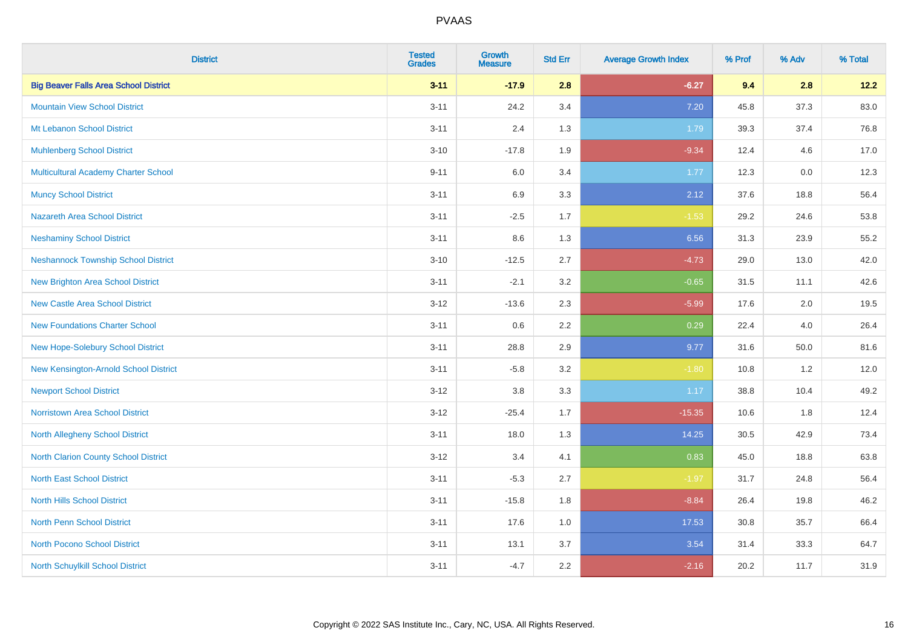PVAAS

| District | Tested Grades | Growth Measure | Std Err | Average Growth Index | % Prof | % Adv | % Total |
|---|---|---|---|---|---|---|---|
| **Big Beaver Falls Area School District** | **3-11** | **-17.9** | **2.8** | **-6.27** | **9.4** | **2.8** | **12.2** |
| Mountain View School District | 3-11 | 24.2 | 3.4 | 7.20 | 45.8 | 37.3 | 83.0 |
| Mt Lebanon School District | 3-11 | 2.4 | 1.3 | 1.79 | 39.3 | 37.4 | 76.8 |
| Muhlenberg School District | 3-10 | -17.8 | 1.9 | -9.34 | 12.4 | 4.6 | 17.0 |
| Multicultural Academy Charter School | 9-11 | 6.0 | 3.4 | 1.77 | 12.3 | 0.0 | 12.3 |
| Muncy School District | 3-11 | 6.9 | 3.3 | 2.12 | 37.6 | 18.8 | 56.4 |
| Nazareth Area School District | 3-11 | -2.5 | 1.7 | -1.53 | 29.2 | 24.6 | 53.8 |
| Neshaminy School District | 3-11 | 8.6 | 1.3 | 6.56 | 31.3 | 23.9 | 55.2 |
| Neshannock Township School District | 3-10 | -12.5 | 2.7 | -4.73 | 29.0 | 13.0 | 42.0 |
| New Brighton Area School District | 3-11 | -2.1 | 3.2 | -0.65 | 31.5 | 11.1 | 42.6 |
| New Castle Area School District | 3-12 | -13.6 | 2.3 | -5.99 | 17.6 | 2.0 | 19.5 |
| New Foundations Charter School | 3-11 | 0.6 | 2.2 | 0.29 | 22.4 | 4.0 | 26.4 |
| New Hope-Solebury School District | 3-11 | 28.8 | 2.9 | 9.77 | 31.6 | 50.0 | 81.6 |
| New Kensington-Arnold School District | 3-11 | -5.8 | 3.2 | -1.80 | 10.8 | 1.2 | 12.0 |
| Newport School District | 3-12 | 3.8 | 3.3 | 1.17 | 38.8 | 10.4 | 49.2 |
| Norristown Area School District | 3-12 | -25.4 | 1.7 | -15.35 | 10.6 | 1.8 | 12.4 |
| North Allegheny School District | 3-11 | 18.0 | 1.3 | 14.25 | 30.5 | 42.9 | 73.4 |
| North Clarion County School District | 3-12 | 3.4 | 4.1 | 0.83 | 45.0 | 18.8 | 63.8 |
| North East School District | 3-11 | -5.3 | 2.7 | -1.97 | 31.7 | 24.8 | 56.4 |
| North Hills School District | 3-11 | -15.8 | 1.8 | -8.84 | 26.4 | 19.8 | 46.2 |
| North Penn School District | 3-11 | 17.6 | 1.0 | 17.53 | 30.8 | 35.7 | 66.4 |
| North Pocono School District | 3-11 | 13.1 | 3.7 | 3.54 | 31.4 | 33.3 | 64.7 |
| North Schuylkill School District | 3-11 | -4.7 | 2.2 | -2.16 | 20.2 | 11.7 | 31.9 |

Copyright © 2022 SAS Institute Inc., Cary, NC, USA. All Rights Reserved.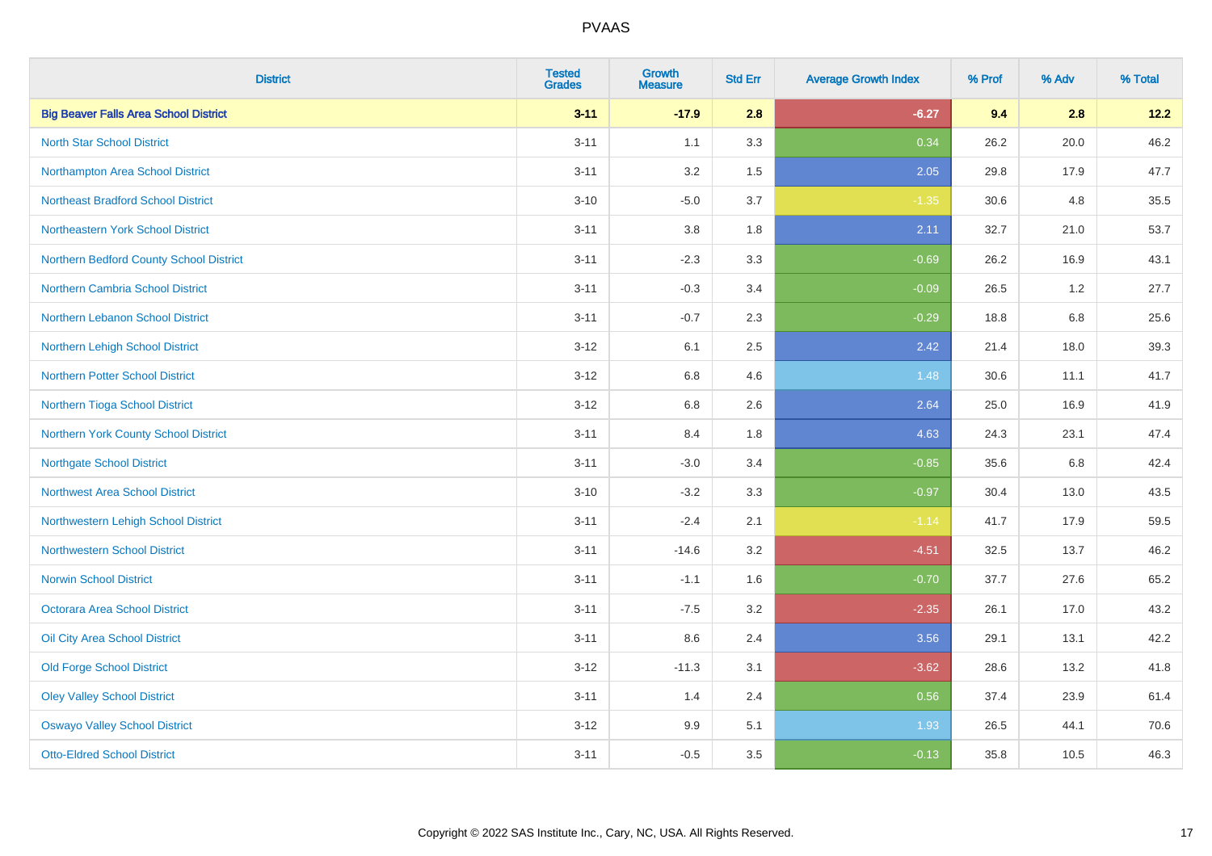# PVAAS

| District | Tested Grades | Growth Measure | Std Err | Average Growth Index | % Prof | % Adv | % Total |
|---|---|---|---|---|---|---|---|
| **Big Beaver Falls Area School District** | **3-11** | **-17.9** | **2.8** | **-6.27** | **9.4** | **2.8** | **12.2** |
| North Star School District | 3-11 | 1.1 | 3.3 | 0.34 | 26.2 | 20.0 | 46.2 |
| Northampton Area School District | 3-11 | 3.2 | 1.5 | 2.05 | 29.8 | 17.9 | 47.7 |
| Northeast Bradford School District | 3-10 | -5.0 | 3.7 | -1.35 | 30.6 | 4.8 | 35.5 |
| Northeastern York School District | 3-11 | 3.8 | 1.8 | 2.11 | 32.7 | 21.0 | 53.7 |
| Northern Bedford County School District | 3-11 | -2.3 | 3.3 | -0.69 | 26.2 | 16.9 | 43.1 |
| Northern Cambria School District | 3-11 | -0.3 | 3.4 | -0.09 | 26.5 | 1.2 | 27.7 |
| Northern Lebanon School District | 3-11 | -0.7 | 2.3 | -0.29 | 18.8 | 6.8 | 25.6 |
| Northern Lehigh School District | 3-12 | 6.1 | 2.5 | 2.42 | 21.4 | 18.0 | 39.3 |
| Northern Potter School District | 3-12 | 6.8 | 4.6 | 1.48 | 30.6 | 11.1 | 41.7 |
| Northern Tioga School District | 3-12 | 6.8 | 2.6 | 2.64 | 25.0 | 16.9 | 41.9 |
| Northern York County School District | 3-11 | 8.4 | 1.8 | 4.63 | 24.3 | 23.1 | 47.4 |
| Northgate School District | 3-11 | -3.0 | 3.4 | -0.85 | 35.6 | 6.8 | 42.4 |
| Northwest Area School District | 3-10 | -3.2 | 3.3 | -0.97 | 30.4 | 13.0 | 43.5 |
| Northwestern Lehigh School District | 3-11 | -2.4 | 2.1 | -1.14 | 41.7 | 17.9 | 59.5 |
| Northwestern School District | 3-11 | -14.6 | 3.2 | -4.51 | 32.5 | 13.7 | 46.2 |
| Norwin School District | 3-11 | -1.1 | 1.6 | -0.70 | 37.7 | 27.6 | 65.2 |
| Octorara Area School District | 3-11 | -7.5 | 3.2 | -2.35 | 26.1 | 17.0 | 43.2 |
| Oil City Area School District | 3-11 | 8.6 | 2.4 | 3.56 | 29.1 | 13.1 | 42.2 |
| Old Forge School District | 3-12 | -11.3 | 3.1 | -3.62 | 28.6 | 13.2 | 41.8 |
| Oley Valley School District | 3-11 | 1.4 | 2.4 | 0.56 | 37.4 | 23.9 | 61.4 |
| Oswayo Valley School District | 3-12 | 9.9 | 5.1 | 1.93 | 26.5 | 44.1 | 70.6 |
| Otto-Eldred School District | 3-11 | -0.5 | 3.5 | -0.13 | 35.8 | 10.5 | 46.3 |

Copyright © 2022 SAS Institute Inc., Cary, NC, USA. All Rights Reserved.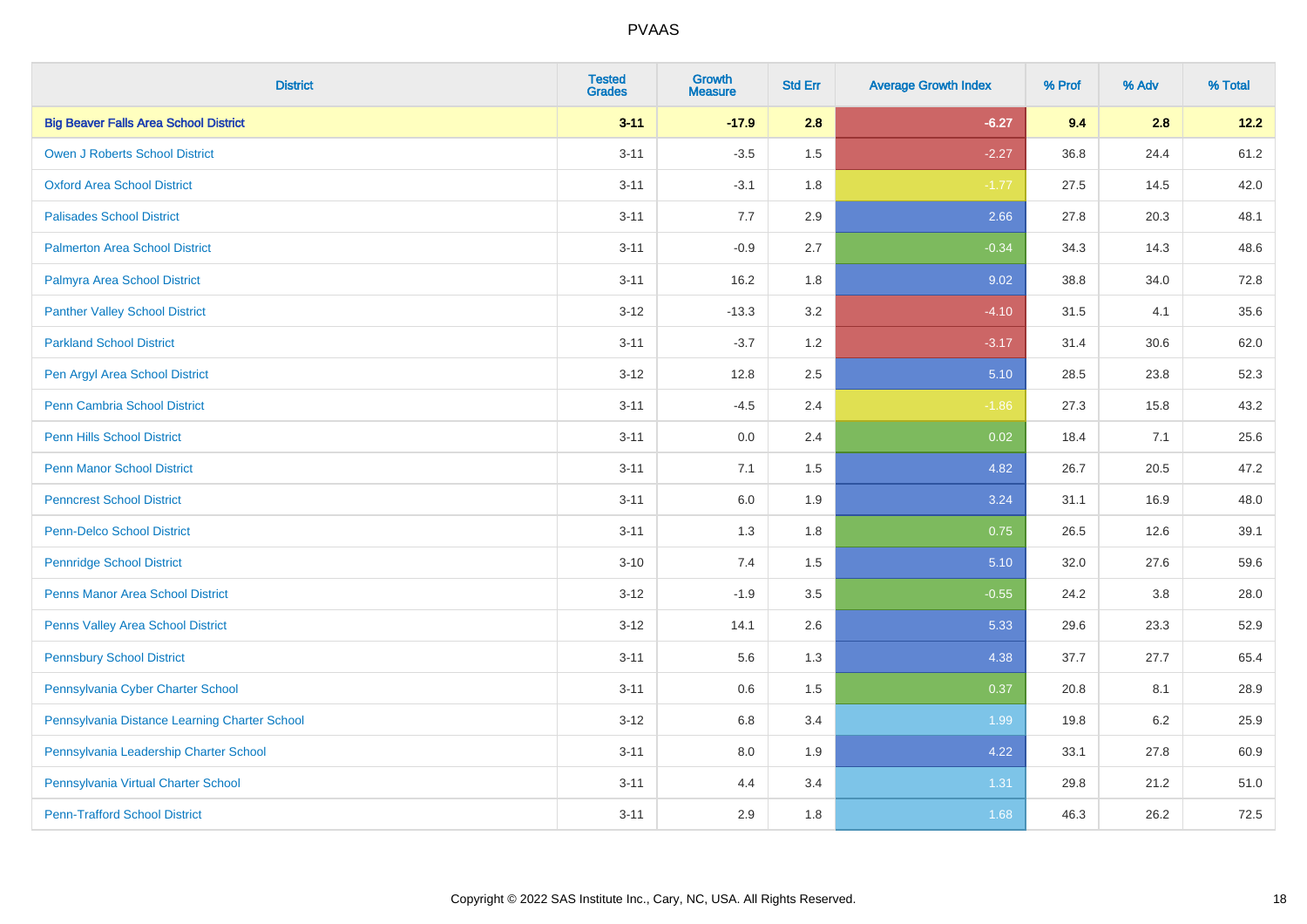# PVAAS

| District | Tested Grades | Growth Measure | Std Err | Average Growth Index | % Prof | % Adv | % Total |
|---|---|---|---|---|---|---|---|
| **Big Beaver Falls Area School District** | **3-11** | **-17.9** | **2.8** | **-6.27** | **9.4** | **2.8** | **12.2** |
| Owen J Roberts School District | 3-11 | -3.5 | 1.5 | -2.27 | 36.8 | 24.4 | 61.2 |
| Oxford Area School District | 3-11 | -3.1 | 1.8 | -1.77 | 27.5 | 14.5 | 42.0 |
| Palisades School District | 3-11 | 7.7 | 2.9 | 2.66 | 27.8 | 20.3 | 48.1 |
| Palmerton Area School District | 3-11 | -0.9 | 2.7 | -0.34 | 34.3 | 14.3 | 48.6 |
| Palmyra Area School District | 3-11 | 16.2 | 1.8 | 9.02 | 38.8 | 34.0 | 72.8 |
| Panther Valley School District | 3-12 | -13.3 | 3.2 | -4.10 | 31.5 | 4.1 | 35.6 |
| Parkland School District | 3-11 | -3.7 | 1.2 | -3.17 | 31.4 | 30.6 | 62.0 |
| Pen Argyl Area School District | 3-12 | 12.8 | 2.5 | 5.10 | 28.5 | 23.8 | 52.3 |
| Penn Cambria School District | 3-11 | -4.5 | 2.4 | -1.86 | 27.3 | 15.8 | 43.2 |
| Penn Hills School District | 3-11 | 0.0 | 2.4 | 0.02 | 18.4 | 7.1 | 25.6 |
| Penn Manor School District | 3-11 | 7.1 | 1.5 | 4.82 | 26.7 | 20.5 | 47.2 |
| Penncrest School District | 3-11 | 6.0 | 1.9 | 3.24 | 31.1 | 16.9 | 48.0 |
| Penn-Delco School District | 3-11 | 1.3 | 1.8 | 0.75 | 26.5 | 12.6 | 39.1 |
| Pennridge School District | 3-10 | 7.4 | 1.5 | 5.10 | 32.0 | 27.6 | 59.6 |
| Penns Manor Area School District | 3-12 | -1.9 | 3.5 | -0.55 | 24.2 | 3.8 | 28.0 |
| Penns Valley Area School District | 3-12 | 14.1 | 2.6 | 5.33 | 29.6 | 23.3 | 52.9 |
| Pennsbury School District | 3-11 | 5.6 | 1.3 | 4.38 | 37.7 | 27.7 | 65.4 |
| Pennsylvania Cyber Charter School | 3-11 | 0.6 | 1.5 | 0.37 | 20.8 | 8.1 | 28.9 |
| Pennsylvania Distance Learning Charter School | 3-12 | 6.8 | 3.4 | 1.99 | 19.8 | 6.2 | 25.9 |
| Pennsylvania Leadership Charter School | 3-11 | 8.0 | 1.9 | 4.22 | 33.1 | 27.8 | 60.9 |
| Pennsylvania Virtual Charter School | 3-11 | 4.4 | 3.4 | 1.31 | 29.8 | 21.2 | 51.0 |
| Penn-Trafford School District | 3-11 | 2.9 | 1.8 | 1.68 | 46.3 | 26.2 | 72.5 |

Copyright © 2022 SAS Institute Inc., Cary, NC, USA. All Rights Reserved.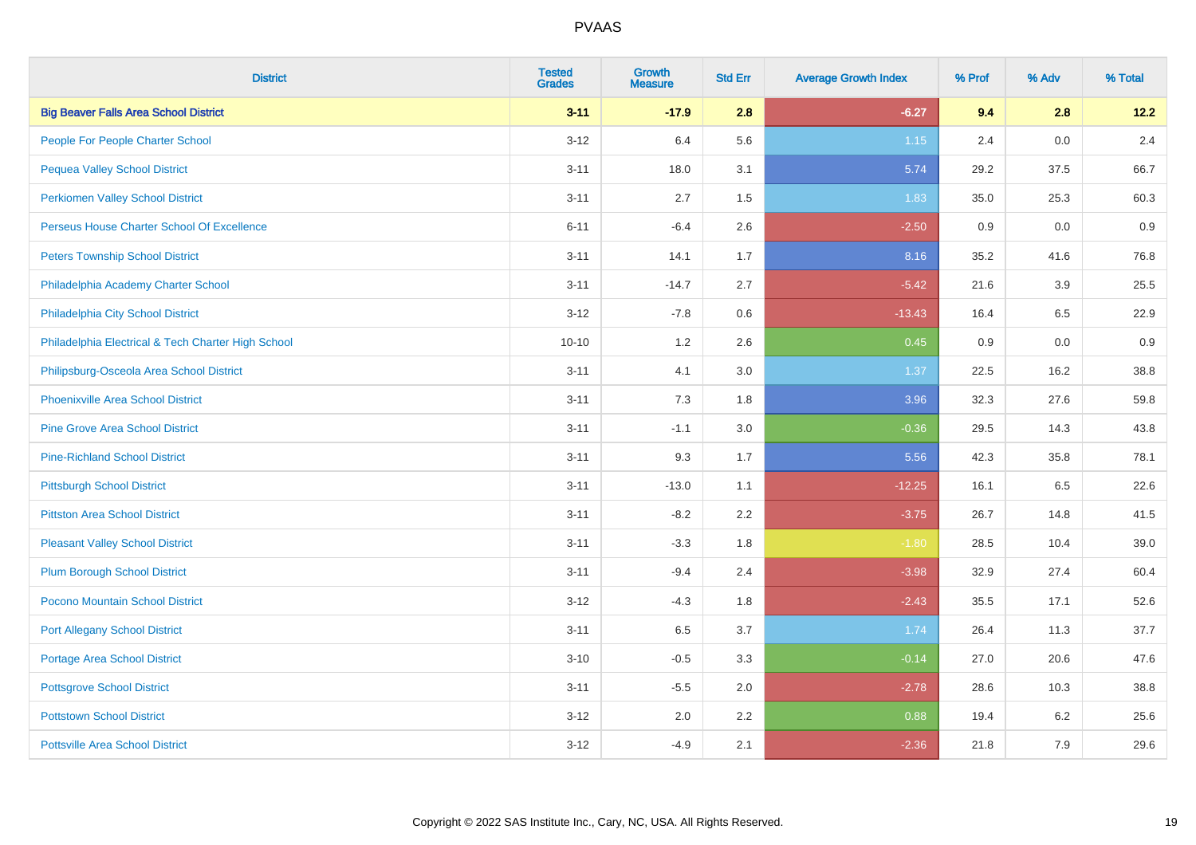# PVAAS

| District | Tested Grades | Growth Measure | Std Err | Average Growth Index | % Prof | % Adv | % Total |
|---|---|---|---|---|---|---|---|
| **Big Beaver Falls Area School District** | **3-11** | **-17.9** | **2.8** | **-6.27** | **9.4** | **2.8** | **12.2** |
| People For People Charter School | 3-12 | 6.4 | 5.6 | 1.15 | 2.4 | 0.0 | 2.4 |
| Pequea Valley School District | 3-11 | 18.0 | 3.1 | 5.74 | 29.2 | 37.5 | 66.7 |
| Perkiomen Valley School District | 3-11 | 2.7 | 1.5 | 1.83 | 35.0 | 25.3 | 60.3 |
| Perseus House Charter School Of Excellence | 6-11 | -6.4 | 2.6 | -2.50 | 0.9 | 0.0 | 0.9 |
| Peters Township School District | 3-11 | 14.1 | 1.7 | 8.16 | 35.2 | 41.6 | 76.8 |
| Philadelphia Academy Charter School | 3-11 | -14.7 | 2.7 | -5.42 | 21.6 | 3.9 | 25.5 |
| Philadelphia City School District | 3-12 | -7.8 | 0.6 | -13.43 | 16.4 | 6.5 | 22.9 |
| Philadelphia Electrical & Tech Charter High School | 10-10 | 1.2 | 2.6 | 0.45 | 0.9 | 0.0 | 0.9 |
| Philipsburg-Osceola Area School District | 3-11 | 4.1 | 3.0 | 1.37 | 22.5 | 16.2 | 38.8 |
| Phoenixville Area School District | 3-11 | 7.3 | 1.8 | 3.96 | 32.3 | 27.6 | 59.8 |
| Pine Grove Area School District | 3-11 | -1.1 | 3.0 | -0.36 | 29.5 | 14.3 | 43.8 |
| Pine-Richland School District | 3-11 | 9.3 | 1.7 | 5.56 | 42.3 | 35.8 | 78.1 |
| Pittsburgh School District | 3-11 | -13.0 | 1.1 | -12.25 | 16.1 | 6.5 | 22.6 |
| Pittston Area School District | 3-11 | -8.2 | 2.2 | -3.75 | 26.7 | 14.8 | 41.5 |
| Pleasant Valley School District | 3-11 | -3.3 | 1.8 | -1.80 | 28.5 | 10.4 | 39.0 |
| Plum Borough School District | 3-11 | -9.4 | 2.4 | -3.98 | 32.9 | 27.4 | 60.4 |
| Pocono Mountain School District | 3-12 | -4.3 | 1.8 | -2.43 | 35.5 | 17.1 | 52.6 |
| Port Allegany School District | 3-11 | 6.5 | 3.7 | 1.74 | 26.4 | 11.3 | 37.7 |
| Portage Area School District | 3-10 | -0.5 | 3.3 | -0.14 | 27.0 | 20.6 | 47.6 |
| Pottsgrove School District | 3-11 | -5.5 | 2.0 | -2.78 | 28.6 | 10.3 | 38.8 |
| Pottstown School District | 3-12 | 2.0 | 2.2 | 0.88 | 19.4 | 6.2 | 25.6 |
| Pottsville Area School District | 3-12 | -4.9 | 2.1 | -2.36 | 21.8 | 7.9 | 29.6 |

Copyright © 2022 SAS Institute Inc., Cary, NC, USA. All Rights Reserved.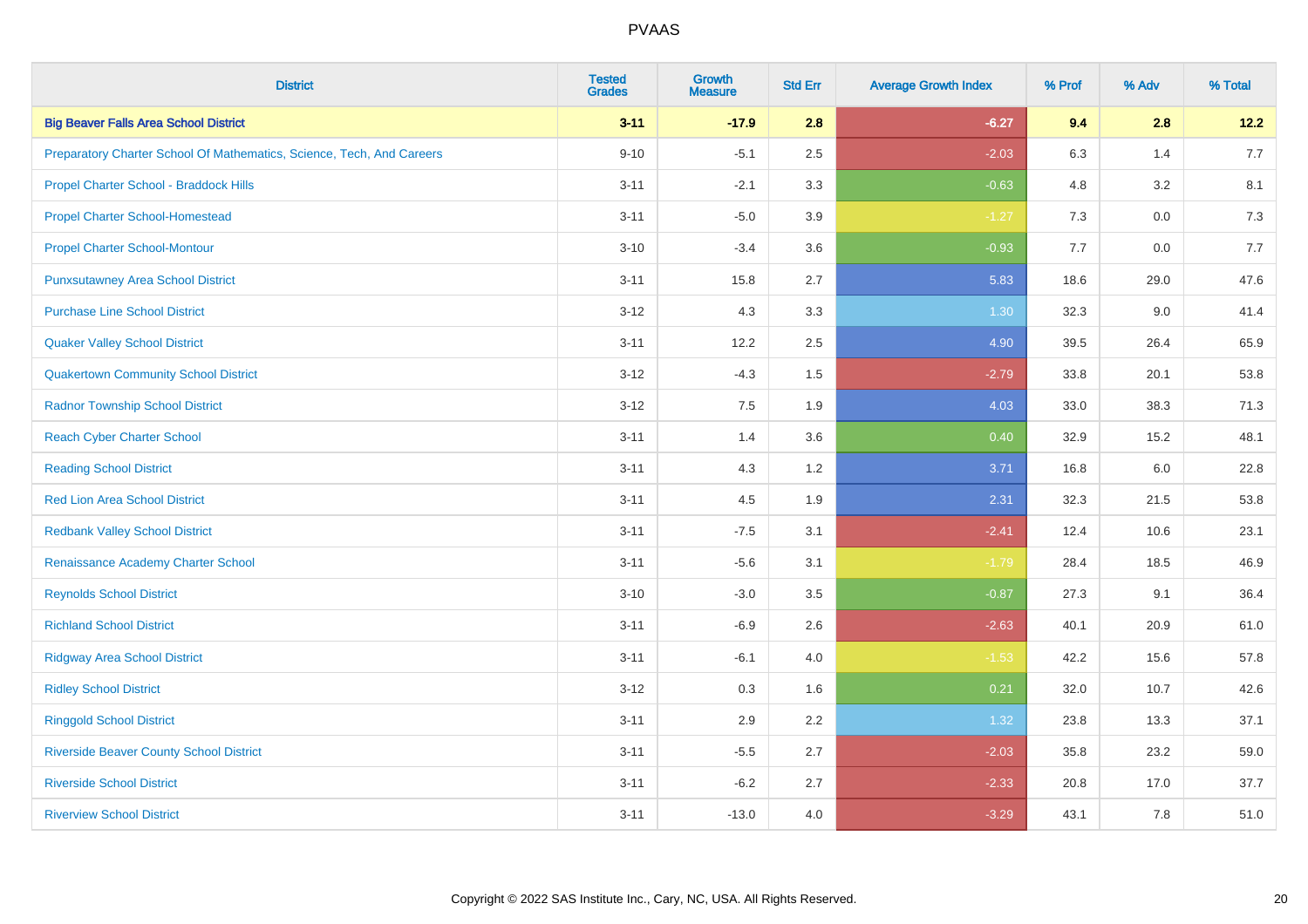| District | Tested Grades | Growth Measure | Std Err | Average Growth Index | % Prof | % Adv | % Total |
|---|---|---|---|---|---|---|---|
| **Big Beaver Falls Area School District** | **3-11** | **-17.9** | **2.8** | **-6.27** | **9.4** | **2.8** | **12.2** |
| Preparatory Charter School Of Mathematics, Science, Tech, And Careers | 9-10 | -5.1 | 2.5 | -2.03 | 6.3 | 1.4 | 7.7 |
| Propel Charter School - Braddock Hills | 3-11 | -2.1 | 3.3 | -0.63 | 4.8 | 3.2 | 8.1 |
| Propel Charter School-Homestead | 3-11 | -5.0 | 3.9 | -1.27 | 7.3 | 0.0 | 7.3 |
| Propel Charter School-Montour | 3-10 | -3.4 | 3.6 | -0.93 | 7.7 | 0.0 | 7.7 |
| Punxsutawney Area School District | 3-11 | 15.8 | 2.7 | 5.83 | 18.6 | 29.0 | 47.6 |
| Purchase Line School District | 3-12 | 4.3 | 3.3 | 1.30 | 32.3 | 9.0 | 41.4 |
| Quaker Valley School District | 3-11 | 12.2 | 2.5 | 4.90 | 39.5 | 26.4 | 65.9 |
| Quakertown Community School District | 3-12 | -4.3 | 1.5 | -2.79 | 33.8 | 20.1 | 53.8 |
| Radnor Township School District | 3-12 | 7.5 | 1.9 | 4.03 | 33.0 | 38.3 | 71.3 |
| Reach Cyber Charter School | 3-11 | 1.4 | 3.6 | 0.40 | 32.9 | 15.2 | 48.1 |
| Reading School District | 3-11 | 4.3 | 1.2 | 3.71 | 16.8 | 6.0 | 22.8 |
| Red Lion Area School District | 3-11 | 4.5 | 1.9 | 2.31 | 32.3 | 21.5 | 53.8 |
| Redbank Valley School District | 3-11 | -7.5 | 3.1 | -2.41 | 12.4 | 10.6 | 23.1 |
| Renaissance Academy Charter School | 3-11 | -5.6 | 3.1 | -1.79 | 28.4 | 18.5 | 46.9 |
| Reynolds School District | 3-10 | -3.0 | 3.5 | -0.87 | 27.3 | 9.1 | 36.4 |
| Richland School District | 3-11 | -6.9 | 2.6 | -2.63 | 40.1 | 20.9 | 61.0 |
| Ridgway Area School District | 3-11 | -6.1 | 4.0 | -1.53 | 42.2 | 15.6 | 57.8 |
| Ridley School District | 3-12 | 0.3 | 1.6 | 0.21 | 32.0 | 10.7 | 42.6 |
| Ringgold School District | 3-11 | 2.9 | 2.2 | 1.32 | 23.8 | 13.3 | 37.1 |
| Riverside Beaver County School District | 3-11 | -5.5 | 2.7 | -2.03 | 35.8 | 23.2 | 59.0 |
| Riverside School District | 3-11 | -6.2 | 2.7 | -2.33 | 20.8 | 17.0 | 37.7 |
| Riverview School District | 3-11 | -13.0 | 4.0 | -3.29 | 43.1 | 7.8 | 51.0 |

Copyright © 2022 SAS Institute Inc., Cary, NC, USA. All Rights Reserved.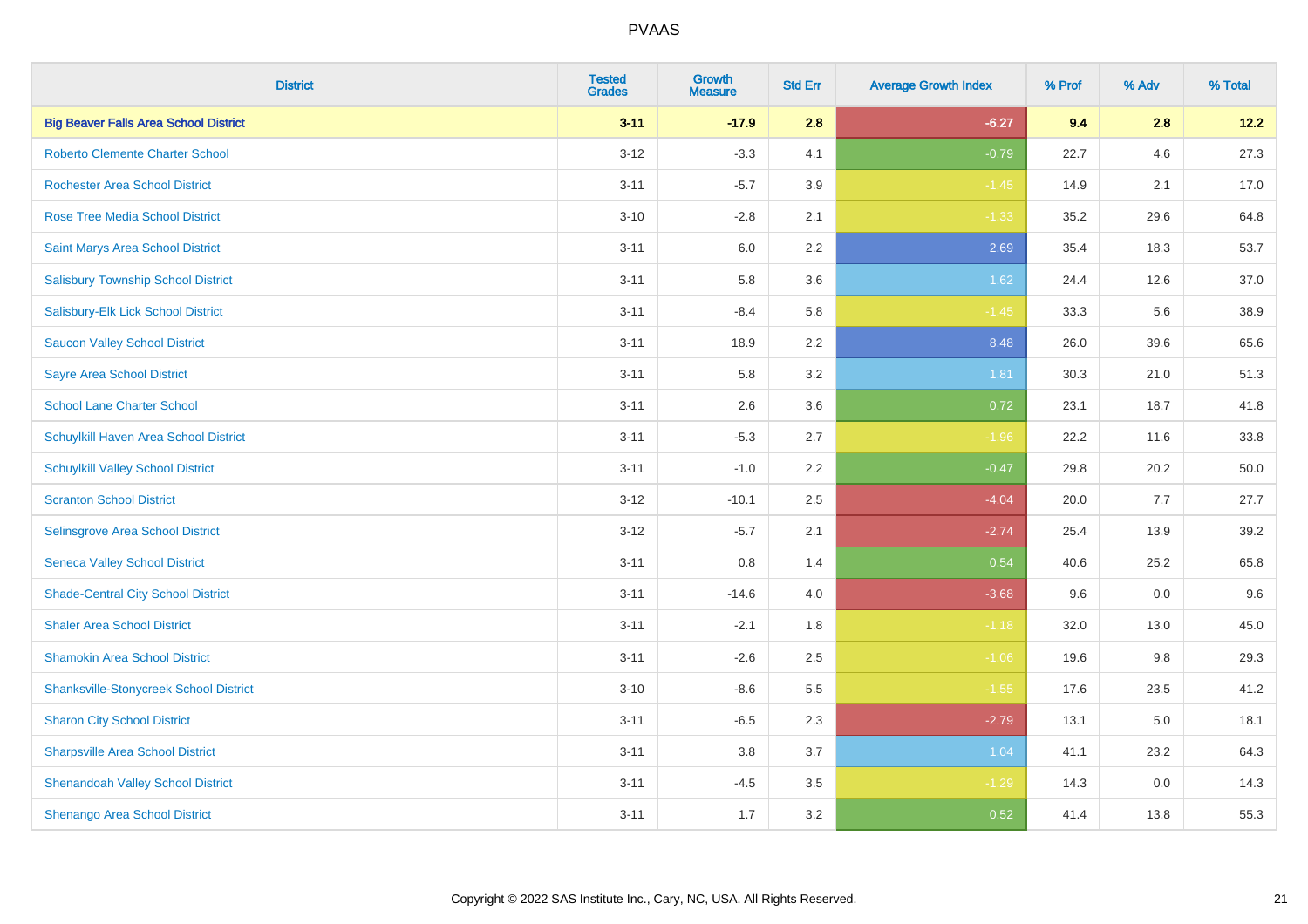| District | Tested Grades | Growth Measure | Std Err | Average Growth Index | % Prof | % Adv | % Total |
|---|---|---|---|---|---|---|---|
| **Big Beaver Falls Area School District** | **3-11** | **-17.9** | **2.8** | **-6.27** | **9.4** | **2.8** | **12.2** |
| Roberto Clemente Charter School | 3-12 | -3.3 | 4.1 | -0.79 | 22.7 | 4.6 | 27.3 |
| Rochester Area School District | 3-11 | -5.7 | 3.9 | -1.45 | 14.9 | 2.1 | 17.0 |
| Rose Tree Media School District | 3-10 | -2.8 | 2.1 | -1.33 | 35.2 | 29.6 | 64.8 |
| Saint Marys Area School District | 3-11 | 6.0 | 2.2 | 2.69 | 35.4 | 18.3 | 53.7 |
| Salisbury Township School District | 3-11 | 5.8 | 3.6 | 1.62 | 24.4 | 12.6 | 37.0 |
| Salisbury-Elk Lick School District | 3-11 | -8.4 | 5.8 | -1.45 | 33.3 | 5.6 | 38.9 |
| Saucon Valley School District | 3-11 | 18.9 | 2.2 | 8.48 | 26.0 | 39.6 | 65.6 |
| Sayre Area School District | 3-11 | 5.8 | 3.2 | 1.81 | 30.3 | 21.0 | 51.3 |
| School Lane Charter School | 3-11 | 2.6 | 3.6 | 0.72 | 23.1 | 18.7 | 41.8 |
| Schuylkill Haven Area School District | 3-11 | -5.3 | 2.7 | -1.96 | 22.2 | 11.6 | 33.8 |
| Schuylkill Valley School District | 3-11 | -1.0 | 2.2 | -0.47 | 29.8 | 20.2 | 50.0 |
| Scranton School District | 3-12 | -10.1 | 2.5 | -4.04 | 20.0 | 7.7 | 27.7 |
| Selinsgrove Area School District | 3-12 | -5.7 | 2.1 | -2.74 | 25.4 | 13.9 | 39.2 |
| Seneca Valley School District | 3-11 | 0.8 | 1.4 | 0.54 | 40.6 | 25.2 | 65.8 |
| Shade-Central City School District | 3-11 | -14.6 | 4.0 | -3.68 | 9.6 | 0.0 | 9.6 |
| Shaler Area School District | 3-11 | -2.1 | 1.8 | -1.18 | 32.0 | 13.0 | 45.0 |
| Shamokin Area School District | 3-11 | -2.6 | 2.5 | -1.06 | 19.6 | 9.8 | 29.3 |
| Shanksville-Stonycreek School District | 3-10 | -8.6 | 5.5 | -1.55 | 17.6 | 23.5 | 41.2 |
| Sharon City School District | 3-11 | -6.5 | 2.3 | -2.79 | 13.1 | 5.0 | 18.1 |
| Sharpsville Area School District | 3-11 | 3.8 | 3.7 | 1.04 | 41.1 | 23.2 | 64.3 |
| Shenandoah Valley School District | 3-11 | -4.5 | 3.5 | -1.29 | 14.3 | 0.0 | 14.3 |
| Shenango Area School District | 3-11 | 1.7 | 3.2 | 0.52 | 41.4 | 13.8 | 55.3 |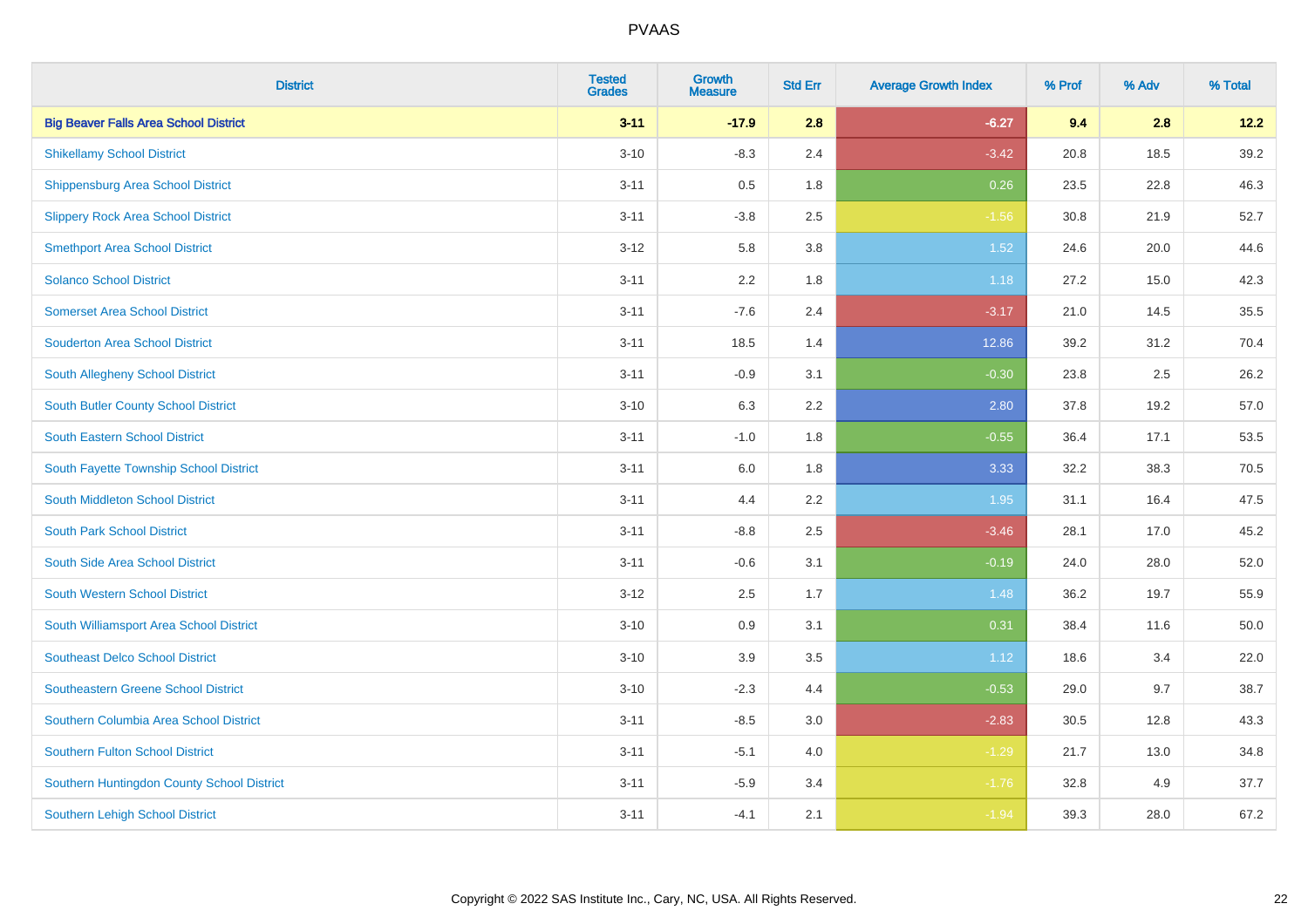# PVAAS

| District | Tested Grades | Growth Measure | Std Err | Average Growth Index | % Prof | % Adv | % Total |
|---|---|---|---|---|---|---|---|
| **Big Beaver Falls Area School District** | **3-11** | **-17.9** | **2.8** | **-6.27** | **9.4** | **2.8** | **12.2** |
| Shikellamy School District | 3-10 | -8.3 | 2.4 | -3.42 | 20.8 | 18.5 | 39.2 |
| Shippensburg Area School District | 3-11 | 0.5 | 1.8 | 0.26 | 23.5 | 22.8 | 46.3 |
| Slippery Rock Area School District | 3-11 | -3.8 | 2.5 | -1.56 | 30.8 | 21.9 | 52.7 |
| Smethport Area School District | 3-12 | 5.8 | 3.8 | 1.52 | 24.6 | 20.0 | 44.6 |
| Solanco School District | 3-11 | 2.2 | 1.8 | 1.18 | 27.2 | 15.0 | 42.3 |
| Somerset Area School District | 3-11 | -7.6 | 2.4 | -3.17 | 21.0 | 14.5 | 35.5 |
| Souderton Area School District | 3-11 | 18.5 | 1.4 | 12.86 | 39.2 | 31.2 | 70.4 |
| South Allegheny School District | 3-11 | -0.9 | 3.1 | -0.30 | 23.8 | 2.5 | 26.2 |
| South Butler County School District | 3-10 | 6.3 | 2.2 | 2.80 | 37.8 | 19.2 | 57.0 |
| South Eastern School District | 3-11 | -1.0 | 1.8 | -0.55 | 36.4 | 17.1 | 53.5 |
| South Fayette Township School District | 3-11 | 6.0 | 1.8 | 3.33 | 32.2 | 38.3 | 70.5 |
| South Middleton School District | 3-11 | 4.4 | 2.2 | 1.95 | 31.1 | 16.4 | 47.5 |
| South Park School District | 3-11 | -8.8 | 2.5 | -3.46 | 28.1 | 17.0 | 45.2 |
| South Side Area School District | 3-11 | -0.6 | 3.1 | -0.19 | 24.0 | 28.0 | 52.0 |
| South Western School District | 3-12 | 2.5 | 1.7 | 1.48 | 36.2 | 19.7 | 55.9 |
| South Williamsport Area School District | 3-10 | 0.9 | 3.1 | 0.31 | 38.4 | 11.6 | 50.0 |
| Southeast Delco School District | 3-10 | 3.9 | 3.5 | 1.12 | 18.6 | 3.4 | 22.0 |
| Southeastern Greene School District | 3-10 | -2.3 | 4.4 | -0.53 | 29.0 | 9.7 | 38.7 |
| Southern Columbia Area School District | 3-11 | -8.5 | 3.0 | -2.83 | 30.5 | 12.8 | 43.3 |
| Southern Fulton School District | 3-11 | -5.1 | 4.0 | -1.29 | 21.7 | 13.0 | 34.8 |
| Southern Huntingdon County School District | 3-11 | -5.9 | 3.4 | -1.76 | 32.8 | 4.9 | 37.7 |
| Southern Lehigh School District | 3-11 | -4.1 | 2.1 | -1.94 | 39.3 | 28.0 | 67.2 |

Copyright © 2022 SAS Institute Inc., Cary, NC, USA. All Rights Reserved.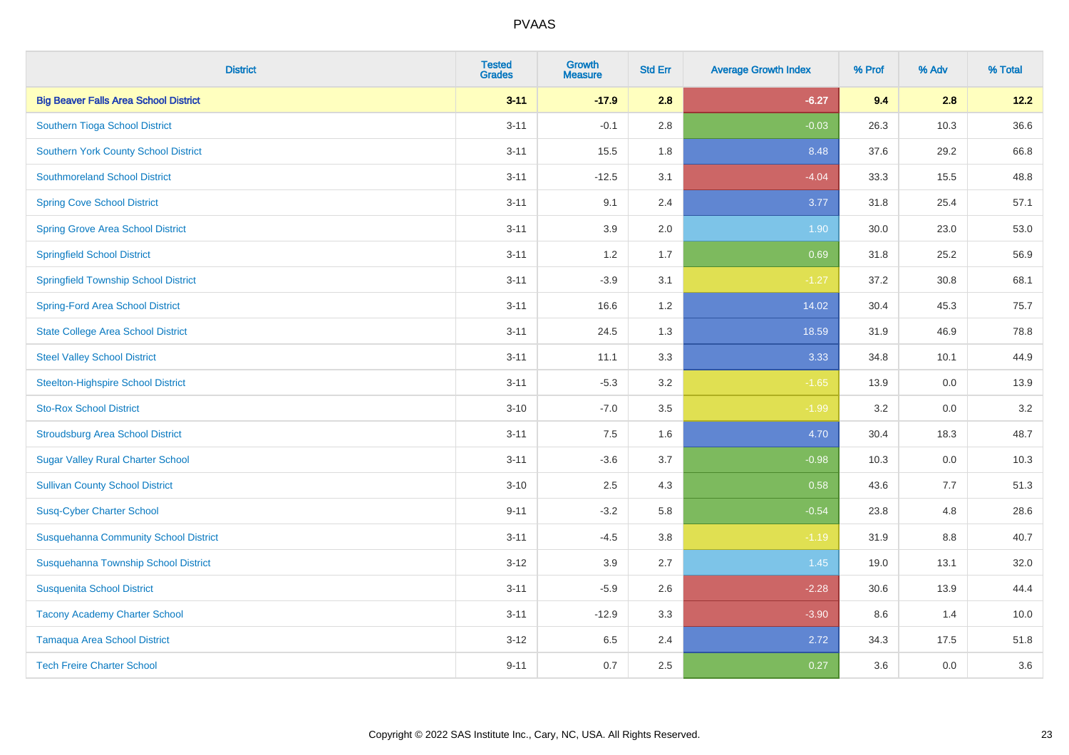# PVAAS

| District | Tested Grades | Growth Measure | Std Err | Average Growth Index | % Prof | % Adv | % Total |
|---|---|---|---|---|---|---|---|
| **Big Beaver Falls Area School District** | **3-11** | **-17.9** | **2.8** | **-6.27** | **9.4** | **2.8** | **12.2** |
| Southern Tioga School District | 3-11 | -0.1 | 2.8 | -0.03 | 26.3 | 10.3 | 36.6 |
| Southern York County School District | 3-11 | 15.5 | 1.8 | 8.48 | 37.6 | 29.2 | 66.8 |
| Southmoreland School District | 3-11 | -12.5 | 3.1 | -4.04 | 33.3 | 15.5 | 48.8 |
| Spring Cove School District | 3-11 | 9.1 | 2.4 | 3.77 | 31.8 | 25.4 | 57.1 |
| Spring Grove Area School District | 3-11 | 3.9 | 2.0 | 1.90 | 30.0 | 23.0 | 53.0 |
| Springfield School District | 3-11 | 1.2 | 1.7 | 0.69 | 31.8 | 25.2 | 56.9 |
| Springfield Township School District | 3-11 | -3.9 | 3.1 | -1.27 | 37.2 | 30.8 | 68.1 |
| Spring-Ford Area School District | 3-11 | 16.6 | 1.2 | 14.02 | 30.4 | 45.3 | 75.7 |
| State College Area School District | 3-11 | 24.5 | 1.3 | 18.59 | 31.9 | 46.9 | 78.8 |
| Steel Valley School District | 3-11 | 11.1 | 3.3 | 3.33 | 34.8 | 10.1 | 44.9 |
| Steelton-Highspire School District | 3-11 | -5.3 | 3.2 | -1.65 | 13.9 | 0.0 | 13.9 |
| Sto-Rox School District | 3-10 | -7.0 | 3.5 | -1.99 | 3.2 | 0.0 | 3.2 |
| Stroudsburg Area School District | 3-11 | 7.5 | 1.6 | 4.70 | 30.4 | 18.3 | 48.7 |
| Sugar Valley Rural Charter School | 3-11 | -3.6 | 3.7 | -0.98 | 10.3 | 0.0 | 10.3 |
| Sullivan County School District | 3-10 | 2.5 | 4.3 | 0.58 | 43.6 | 7.7 | 51.3 |
| Susq-Cyber Charter School | 9-11 | -3.2 | 5.8 | -0.54 | 23.8 | 4.8 | 28.6 |
| Susquehanna Community School District | 3-11 | -4.5 | 3.8 | -1.19 | 31.9 | 8.8 | 40.7 |
| Susquehanna Township School District | 3-12 | 3.9 | 2.7 | 1.45 | 19.0 | 13.1 | 32.0 |
| Susquenita School District | 3-11 | -5.9 | 2.6 | -2.28 | 30.6 | 13.9 | 44.4 |
| Tacony Academy Charter School | 3-11 | -12.9 | 3.3 | -3.90 | 8.6 | 1.4 | 10.0 |
| Tamaqua Area School District | 3-12 | 6.5 | 2.4 | 2.72 | 34.3 | 17.5 | 51.8 |
| Tech Freire Charter School | 9-11 | 0.7 | 2.5 | 0.27 | 3.6 | 0.0 | 3.6 |

Copyright © 2022 SAS Institute Inc., Cary, NC, USA. All Rights Reserved.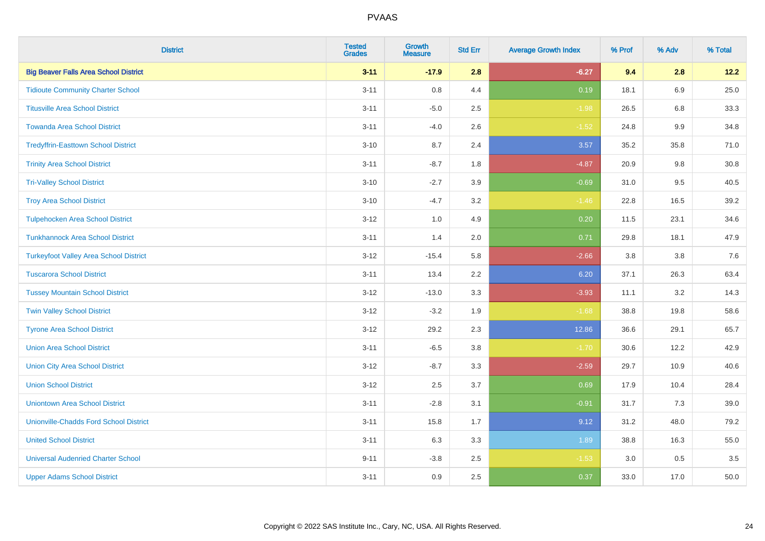| District | Tested Grades | Growth Measure | Std Err | Average Growth Index | % Prof | % Adv | % Total |
|---|---|---|---|---|---|---|---|
| **Big Beaver Falls Area School District** | **3-11** | **-17.9** | **2.8** | **-6.27** | **9.4** | **2.8** | **12.2** |
| Tidioute Community Charter School | 3-11 | 0.8 | 4.4 | 0.19 | 18.1 | 6.9 | 25.0 |
| Titusville Area School District | 3-11 | -5.0 | 2.5 | -1.98 | 26.5 | 6.8 | 33.3 |
| Towanda Area School District | 3-11 | -4.0 | 2.6 | -1.52 | 24.8 | 9.9 | 34.8 |
| Tredyffrin-Easttown School District | 3-10 | 8.7 | 2.4 | 3.57 | 35.2 | 35.8 | 71.0 |
| Trinity Area School District | 3-11 | -8.7 | 1.8 | -4.87 | 20.9 | 9.8 | 30.8 |
| Tri-Valley School District | 3-10 | -2.7 | 3.9 | -0.69 | 31.0 | 9.5 | 40.5 |
| Troy Area School District | 3-10 | -4.7 | 3.2 | -1.46 | 22.8 | 16.5 | 39.2 |
| Tulpehocken Area School District | 3-12 | 1.0 | 4.9 | 0.20 | 11.5 | 23.1 | 34.6 |
| Tunkhannock Area School District | 3-11 | 1.4 | 2.0 | 0.71 | 29.8 | 18.1 | 47.9 |
| Turkeyfoot Valley Area School District | 3-12 | -15.4 | 5.8 | -2.66 | 3.8 | 3.8 | 7.6 |
| Tuscarora School District | 3-11 | 13.4 | 2.2 | 6.20 | 37.1 | 26.3 | 63.4 |
| Tussey Mountain School District | 3-12 | -13.0 | 3.3 | -3.93 | 11.1 | 3.2 | 14.3 |
| Twin Valley School District | 3-12 | -3.2 | 1.9 | -1.68 | 38.8 | 19.8 | 58.6 |
| Tyrone Area School District | 3-12 | 29.2 | 2.3 | 12.86 | 36.6 | 29.1 | 65.7 |
| Union Area School District | 3-11 | -6.5 | 3.8 | -1.70 | 30.6 | 12.2 | 42.9 |
| Union City Area School District | 3-12 | -8.7 | 3.3 | -2.59 | 29.7 | 10.9 | 40.6 |
| Union School District | 3-12 | 2.5 | 3.7 | 0.69 | 17.9 | 10.4 | 28.4 |
| Uniontown Area School District | 3-11 | -2.8 | 3.1 | -0.91 | 31.7 | 7.3 | 39.0 |
| Unionville-Chadds Ford School District | 3-11 | 15.8 | 1.7 | 9.12 | 31.2 | 48.0 | 79.2 |
| United School District | 3-11 | 6.3 | 3.3 | 1.89 | 38.8 | 16.3 | 55.0 |
| Universal Audenried Charter School | 9-11 | -3.8 | 2.5 | -1.53 | 3.0 | 0.5 | 3.5 |
| Upper Adams School District | 3-11 | 0.9 | 2.5 | 0.37 | 33.0 | 17.0 | 50.0 |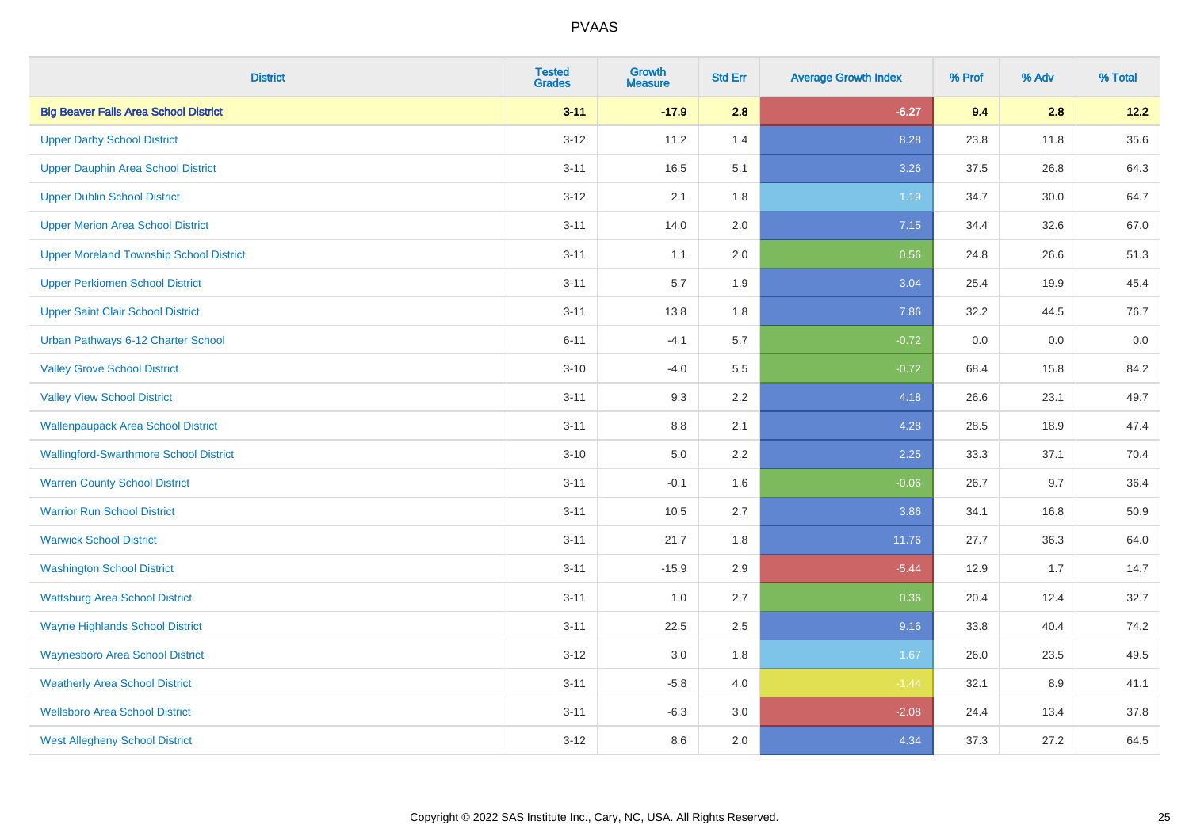# PVAAS

| District | Tested Grades | Growth Measure | Std Err | Average Growth Index | % Prof | % Adv | % Total |
|---|---|---|---|---|---|---|---|
| **Big Beaver Falls Area School District** | **3-11** | **-17.9** | **2.8** | **-6.27** | **9.4** | **2.8** | **12.2** |
| Upper Darby School District | 3-12 | 11.2 | 1.4 | 8.28 | 23.8 | 11.8 | 35.6 |
| Upper Dauphin Area School District | 3-11 | 16.5 | 5.1 | 3.26 | 37.5 | 26.8 | 64.3 |
| Upper Dublin School District | 3-12 | 2.1 | 1.8 | 1.19 | 34.7 | 30.0 | 64.7 |
| Upper Merion Area School District | 3-11 | 14.0 | 2.0 | 7.15 | 34.4 | 32.6 | 67.0 |
| Upper Moreland Township School District | 3-11 | 1.1 | 2.0 | 0.56 | 24.8 | 26.6 | 51.3 |
| Upper Perkiomen School District | 3-11 | 5.7 | 1.9 | 3.04 | 25.4 | 19.9 | 45.4 |
| Upper Saint Clair School District | 3-11 | 13.8 | 1.8 | 7.86 | 32.2 | 44.5 | 76.7 |
| Urban Pathways 6-12 Charter School | 6-11 | -4.1 | 5.7 | -0.72 | 0.0 | 0.0 | 0.0 |
| Valley Grove School District | 3-10 | -4.0 | 5.5 | -0.72 | 68.4 | 15.8 | 84.2 |
| Valley View School District | 3-11 | 9.3 | 2.2 | 4.18 | 26.6 | 23.1 | 49.7 |
| Wallenpaupack Area School District | 3-11 | 8.8 | 2.1 | 4.28 | 28.5 | 18.9 | 47.4 |
| Wallingford-Swarthmore School District | 3-10 | 5.0 | 2.2 | 2.25 | 33.3 | 37.1 | 70.4 |
| Warren County School District | 3-11 | -0.1 | 1.6 | -0.06 | 26.7 | 9.7 | 36.4 |
| Warrior Run School District | 3-11 | 10.5 | 2.7 | 3.86 | 34.1 | 16.8 | 50.9 |
| Warwick School District | 3-11 | 21.7 | 1.8 | 11.76 | 27.7 | 36.3 | 64.0 |
| Washington School District | 3-11 | -15.9 | 2.9 | -5.44 | 12.9 | 1.7 | 14.7 |
| Wattsburg Area School District | 3-11 | 1.0 | 2.7 | 0.36 | 20.4 | 12.4 | 32.7 |
| Wayne Highlands School District | 3-11 | 22.5 | 2.5 | 9.16 | 33.8 | 40.4 | 74.2 |
| Waynesboro Area School District | 3-12 | 3.0 | 1.8 | 1.67 | 26.0 | 23.5 | 49.5 |
| Weatherly Area School District | 3-11 | -5.8 | 4.0 | -1.44 | 32.1 | 8.9 | 41.1 |
| Wellsboro Area School District | 3-11 | -6.3 | 3.0 | -2.08 | 24.4 | 13.4 | 37.8 |
| West Allegheny School District | 3-12 | 8.6 | 2.0 | 4.34 | 37.3 | 27.2 | 64.5 |

Copyright © 2022 SAS Institute Inc., Cary, NC, USA. All Rights Reserved.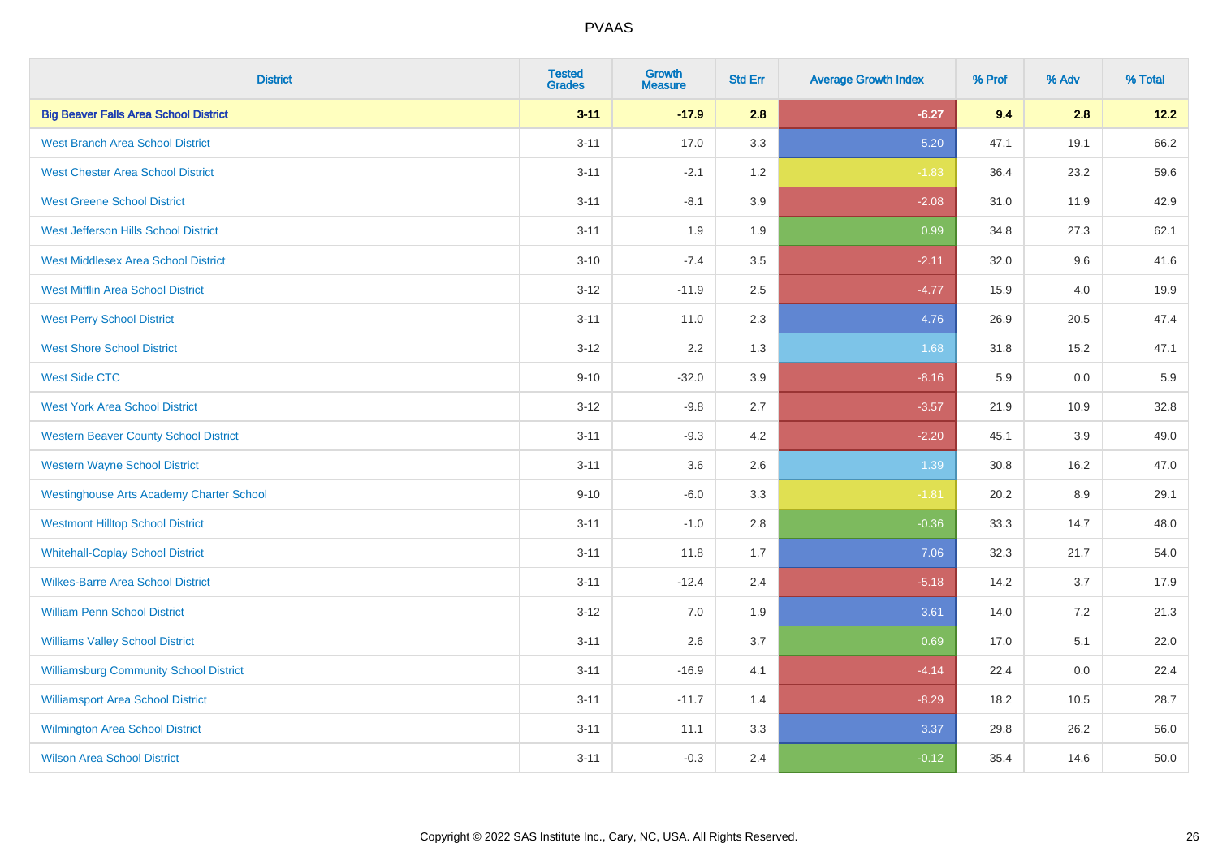| District | Tested Grades | Growth Measure | Std Err | Average Growth Index | % Prof | % Adv | % Total |
|---|---|---|---|---|---|---|---|
| **Big Beaver Falls Area School District** | **3-11** | **-17.9** | **2.8** | **-6.27** | **9.4** | **2.8** | **12.2** |
| West Branch Area School District | 3-11 | 17.0 | 3.3 | 5.20 | 47.1 | 19.1 | 66.2 |
| West Chester Area School District | 3-11 | -2.1 | 1.2 | -1.83 | 36.4 | 23.2 | 59.6 |
| West Greene School District | 3-11 | -8.1 | 3.9 | -2.08 | 31.0 | 11.9 | 42.9 |
| West Jefferson Hills School District | 3-11 | 1.9 | 1.9 | 0.99 | 34.8 | 27.3 | 62.1 |
| West Middlesex Area School District | 3-10 | -7.4 | 3.5 | -2.11 | 32.0 | 9.6 | 41.6 |
| West Mifflin Area School District | 3-12 | -11.9 | 2.5 | -4.77 | 15.9 | 4.0 | 19.9 |
| West Perry School District | 3-11 | 11.0 | 2.3 | 4.76 | 26.9 | 20.5 | 47.4 |
| West Shore School District | 3-12 | 2.2 | 1.3 | 1.68 | 31.8 | 15.2 | 47.1 |
| West Side CTC | 9-10 | -32.0 | 3.9 | -8.16 | 5.9 | 0.0 | 5.9 |
| West York Area School District | 3-12 | -9.8 | 2.7 | -3.57 | 21.9 | 10.9 | 32.8 |
| Western Beaver County School District | 3-11 | -9.3 | 4.2 | -2.20 | 45.1 | 3.9 | 49.0 |
| Western Wayne School District | 3-11 | 3.6 | 2.6 | 1.39 | 30.8 | 16.2 | 47.0 |
| Westinghouse Arts Academy Charter School | 9-10 | -6.0 | 3.3 | -1.81 | 20.2 | 8.9 | 29.1 |
| Westmont Hilltop School District | 3-11 | -1.0 | 2.8 | -0.36 | 33.3 | 14.7 | 48.0 |
| Whitehall-Coplay School District | 3-11 | 11.8 | 1.7 | 7.06 | 32.3 | 21.7 | 54.0 |
| Wilkes-Barre Area School District | 3-11 | -12.4 | 2.4 | -5.18 | 14.2 | 3.7 | 17.9 |
| William Penn School District | 3-12 | 7.0 | 1.9 | 3.61 | 14.0 | 7.2 | 21.3 |
| Williams Valley School District | 3-11 | 2.6 | 3.7 | 0.69 | 17.0 | 5.1 | 22.0 |
| Williamsburg Community School District | 3-11 | -16.9 | 4.1 | -4.14 | 22.4 | 0.0 | 22.4 |
| Williamsport Area School District | 3-11 | -11.7 | 1.4 | -8.29 | 18.2 | 10.5 | 28.7 |
| Wilmington Area School District | 3-11 | 11.1 | 3.3 | 3.37 | 29.8 | 26.2 | 56.0 |
| Wilson Area School District | 3-11 | -0.3 | 2.4 | -0.12 | 35.4 | 14.6 | 50.0 |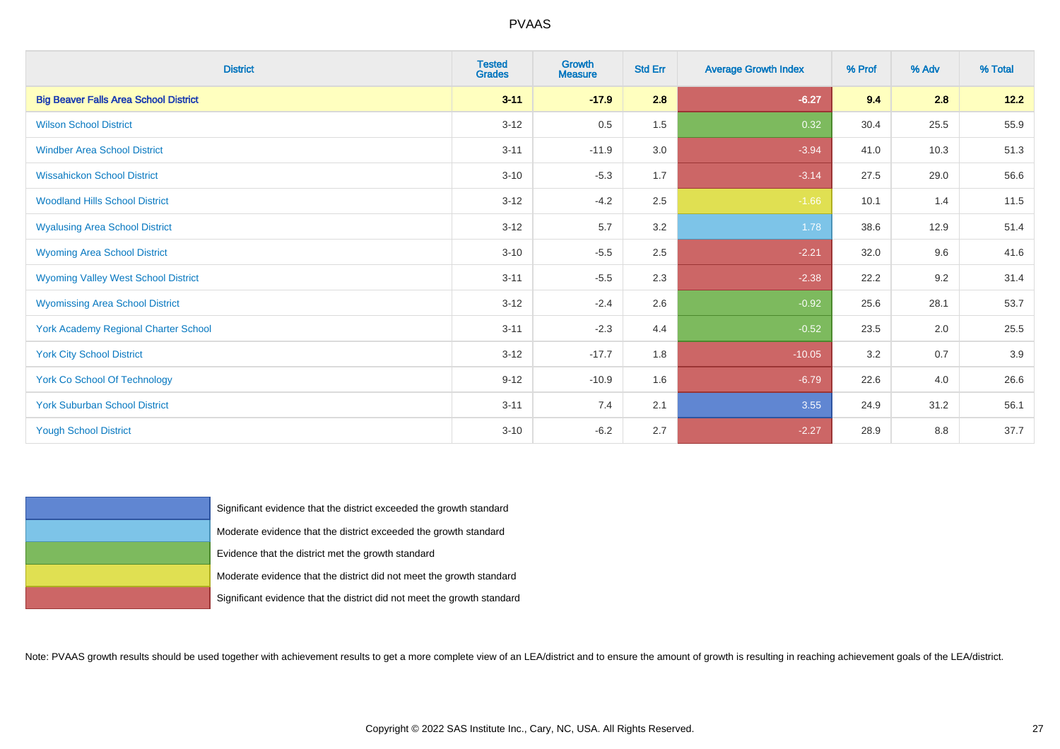# PVAAS

| District | Tested Grades | Growth Measure | Std Err | Average Growth Index | % Prof | % Adv | % Total |
|---|---|---|---|---|---|---|---|
| **Big Beaver Falls Area School District** | **3-11** | **-17.9** | **2.8** | **-6.27** | **9.4** | **2.8** | **12.2** |
| Wilson School District | 3-12 | 0.5 | 1.5 | 0.32 | 30.4 | 25.5 | 55.9 |
| Windber Area School District | 3-11 | -11.9 | 3.0 | -3.94 | 41.0 | 10.3 | 51.3 |
| Wissahickon School District | 3-10 | -5.3 | 1.7 | -3.14 | 27.5 | 29.0 | 56.6 |
| Woodland Hills School District | 3-12 | -4.2 | 2.5 | -1.66 | 10.1 | 1.4 | 11.5 |
| Wyalusing Area School District | 3-12 | 5.7 | 3.2 | 1.78 | 38.6 | 12.9 | 51.4 |
| Wyoming Area School District | 3-10 | -5.5 | 2.5 | -2.21 | 32.0 | 9.6 | 41.6 |
| Wyoming Valley West School District | 3-11 | -5.5 | 2.3 | -2.38 | 22.2 | 9.2 | 31.4 |
| Wyomissing Area School District | 3-12 | -2.4 | 2.6 | -0.92 | 25.6 | 28.1 | 53.7 |
| York Academy Regional Charter School | 3-11 | -2.3 | 4.4 | -0.52 | 23.5 | 2.0 | 25.5 |
| York City School District | 3-12 | -17.7 | 1.8 | -10.05 | 3.2 | 0.7 | 3.9 |
| York Co School Of Technology | 9-12 | -10.9 | 1.6 | -6.79 | 22.6 | 4.0 | 26.6 |
| York Suburban School District | 3-11 | 7.4 | 2.1 | 3.55 | 24.9 | 31.2 | 56.1 |
| Yough School District | 3-10 | -6.2 | 2.7 | -2.27 | 28.9 | 8.8 | 37.7 |

Significant evidence that the district exceeded the growth standard

Moderate evidence that the district exceeded the growth standard

Evidence that the district met the growth standard

Moderate evidence that the district did not meet the growth standard

Significant evidence that the district did not meet the growth standard

Note: PVAAS growth results should be used together with achievement results to get a more complete view of an LEA/district and to ensure the amount of growth is resulting in reaching achievement goals of the LEA/district.

Copyright © 2022 SAS Institute Inc., Cary, NC, USA. All Rights Reserved.